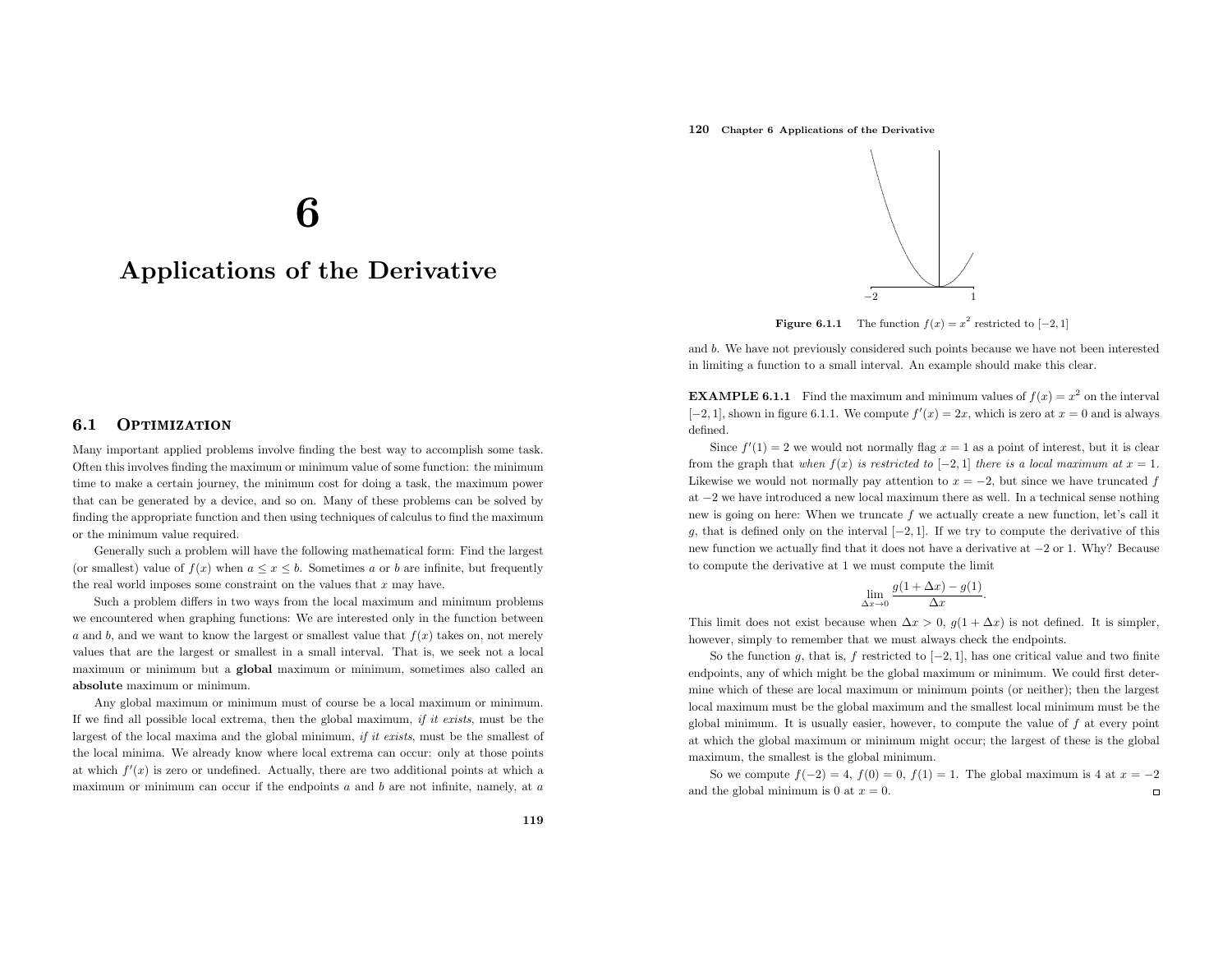# 6

# Applications of the Derivative

## 6.1 Optimization

Many important applied problems involve finding the best way to accomplish some task. Often this involves finding the maximum or minimum value of some function: the minimum time to make a certain journey, the minimum cost for doing a task, the maximum power that can be generated by a device, and so on. Many of these problems can be solved by finding the appropriate function and then using techniques of calculus to find the maximum or the minimum value required.

Generally such a problem will have the following mathematical form: Find the largest (or smallest) value of $f(x)$ when $a \le x \le b$. Sometimes $a$ or $b$ are infinite, but frequently the real world imposes some constraint on the values that $x$ may have.

Such a problem differs in two ways from the local maximum and minimum problems we encountered when graphing functions: We are interested only in the function between $a$ and $b$, and we want to know the largest or smallest value that $f(x)$ takes on, not merely values that are the largest or smallest in a small interval. That is, we seek not a local maximum or minimum but a **global** maximum or minimum, sometimes also called an **absolute** maximum or minimum.

Any global maximum or minimum must of course be a local maximum or minimum. If we find all possible local extrema, then the global maximum, *if it exists*, must be the largest of the local maxima and the global minimum, *if it exists*, must be the smallest of the local minima. We already know where local extrema can occur: only at those points at which $f'(x)$ is zero or undefined. Actually, there are two additional points at which a maximum or minimum can occur if the endpoints $a$ and $b$ are not infinite, namely, at $a$ and $b$. We have not previously considered such points because we have not been interested in limiting a function to a small interval. An example should make this clear.

−2
1

**Figure 6.1.1** The function $f(x) = x^2$ restricted to $[-2, 1]$

**EXAMPLE 6.1.1** Find the maximum and minimum values of $f(x) = x^2$ on the interval $[-2, 1]$, shown in figure 6.1.1. We compute $f'(x) = 2x$, which is zero at $x = 0$ and is always defined.

Since $f'(1) = 2$ we would not normally flag $x = 1$ as a point of interest, but it is clear from the graph that *when $f(x)$ is restricted to $[-2, 1]$ there is a local maximum at $x = 1$*. Likewise we would not normally pay attention to $x = -2$, but since we have truncated $f$ at $-2$ we have introduced a new local maximum there as well. In a technical sense nothing new is going on here: When we truncate $f$ we actually create a new function, let's call it $g$, that is defined only on the interval $[-2, 1]$. If we try to compute the derivative of this new function we actually find that it does not have a derivative at $-2$ or 1. Why? Because to compute the derivative at 1 we must compute the limit

$$\lim_{\Delta x \to 0} \frac{g(1 + \Delta x) - g(1)}{\Delta x}.$$

This limit does not exist because when $\Delta x > 0$, $g(1 + \Delta x)$ is not defined. It is simpler, however, simply to remember that we must always check the endpoints.

So the function $g$, that is, $f$ restricted to $[-2, 1]$, has one critical value and two finite endpoints, any of which might be the global maximum or minimum. We could first determine which of these are local maximum or minimum points (or neither); then the largest local maximum must be the global maximum and the smallest local minimum must be the global minimum. It is usually easier, however, to compute the value of $f$ at every point at which the global maximum or minimum might occur; the largest of these is the global maximum, the smallest is the global minimum.

So we compute $f(-2) = 4$, $f(0) = 0$, $f(1) = 1$. The global maximum is 4 at $x = -2$ and the global minimum is 0 at $x = 0$. □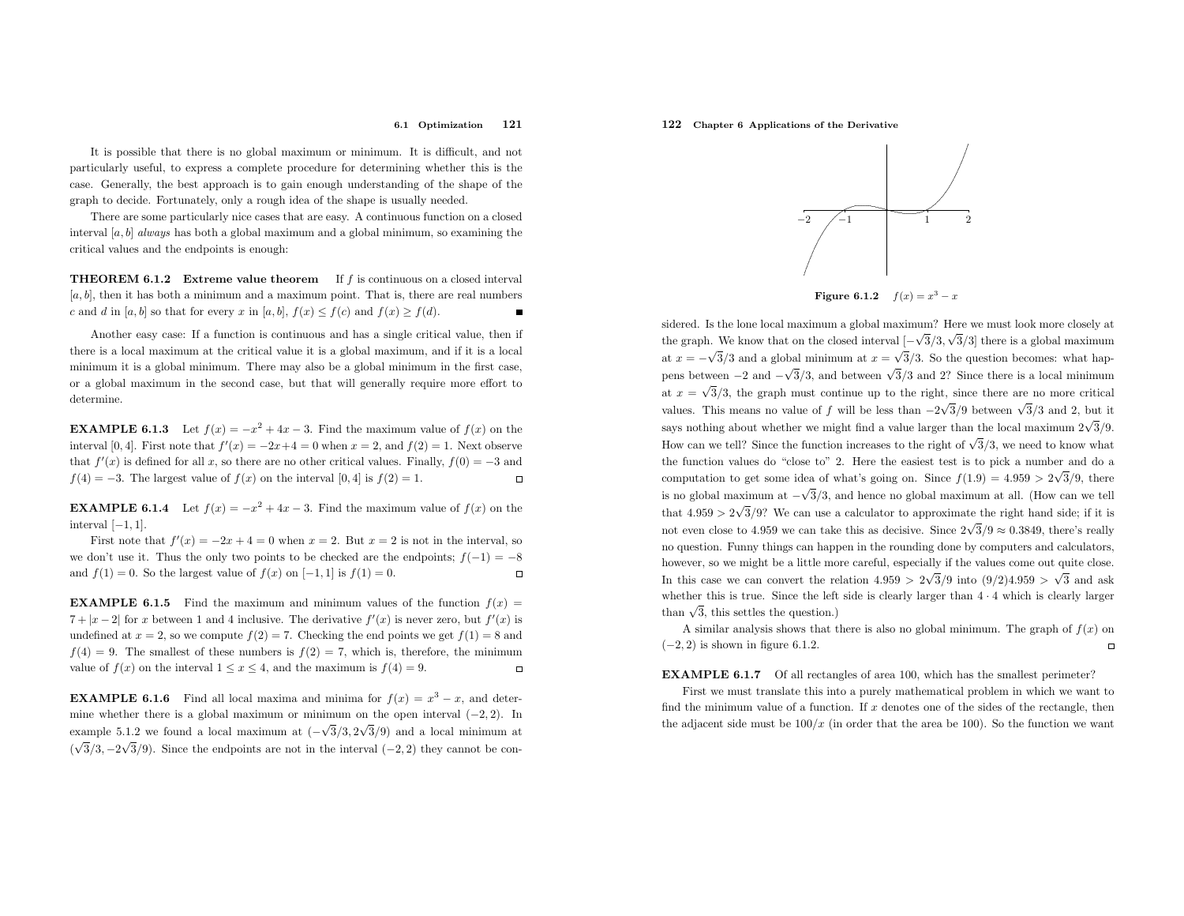It is possible that there is no global maximum or minimum. It is difficult, and not particularly useful, to express a complete procedure for determining whether this is the case. Generally, the best approach is to gain enough understanding of the shape of the graph to decide. Fortunately, only a rough idea of the shape is usually needed.

There are some particularly nice cases that are easy. A continuous function on a closed interval $[a, b]$ *always* has both a global maximum and a global minimum, so examining the critical values and the endpoints is enough:

**THEOREM 6.1.2 Extreme value theorem** If $f$ is continuous on a closed interval $[a, b]$, then it has both a minimum and a maximum point. That is, there are real numbers $c$ and $d$ in $[a, b]$ so that for every $x$ in $[a, b]$, $f(x) \le f(c)$ and $f(x) \ge f(d)$. ■

Another easy case: If a function is continuous and has a single critical value, then if there is a local maximum at the critical value it is a global maximum, and if it is a local minimum it is a global minimum. There may also be a global minimum in the first case, or a global maximum in the second case, but that will generally require more effort to determine.

**EXAMPLE 6.1.3** Let $f(x) = -x^2 + 4x - 3$. Find the maximum value of $f(x)$ on the interval $[0, 4]$. First note that $f'(x) = -2x + 4 = 0$ when $x = 2$, and $f(2) = 1$. Next observe that $f'(x)$ is defined for all $x$, so there are no other critical values. Finally, $f(0) = -3$ and $f(4) = -3$. The largest value of $f(x)$ on the interval $[0, 4]$ is $f(2) = 1$. □

**EXAMPLE 6.1.4** Let $f(x) = -x^2 + 4x - 3$. Find the maximum value of $f(x)$ on the interval $[-1, 1]$.

First note that $f'(x) = -2x + 4 = 0$ when $x = 2$. But $x = 2$ is not in the interval, so we don't use it. Thus the only two points to be checked are the endpoints; $f(-1) = -8$ and $f(1) = 0$. So the largest value of $f(x)$ on $[-1, 1]$ is $f(1) = 0$. □

**EXAMPLE 6.1.5** Find the maximum and minimum values of the function $f(x) = 7 + |x - 2|$ for $x$ between 1 and 4 inclusive. The derivative $f'(x)$ is never zero, but $f'(x)$ is undefined at $x = 2$, so we compute $f(2) = 7$. Checking the end points we get $f(1) = 8$ and $f(4) = 9$. The smallest of these numbers is $f(2) = 7$, which is, therefore, the minimum value of $f(x)$ on the interval $1 \le x \le 4$, and the maximum is $f(4) = 9$. □

**EXAMPLE 6.1.6** Find all local maxima and minima for $f(x) = x^3 - x$, and determine whether there is a global maximum or minimum on the open interval $(-2, 2)$. In example 5.1.2 we found a local maximum at $(-\sqrt{3}/3, 2\sqrt{3}/9)$ and a local minimum at $(\sqrt{3}/3, -2\sqrt{3}/9)$. Since the endpoints are not in the interval $(-2, 2)$ they cannot be considered. Is the lone local maximum a global maximum? Here we must look more closely at the graph. We know that on the closed interval $[-\sqrt{3}/3, \sqrt{3}/3]$ there is a global maximum at $x = -\sqrt{3}/3$ and a global minimum at $x = \sqrt{3}/3$. So the question becomes: what happens between $-2$ and $-\sqrt{3}/3$, and between $\sqrt{3}/3$ and 2? Since there is a local minimum at $x = \sqrt{3}/3$, the graph must continue up to the right, since there are no more critical values. This means no value of $f$ will be less than $-2\sqrt{3}/9$ between $\sqrt{3}/3$ and 2, but it says nothing about whether we might find a value larger than the local maximum $2\sqrt{3}/9$. How can we tell? Since the function increases to the right of $\sqrt{3}/3$, we need to know what the function values do "close to" 2. Here the easiest test is to pick a number and do a computation to get some idea of what's going on. Since $f(1.9) = 4.959 > 2\sqrt{3}/9$, there is no global maximum at $-\sqrt{3}/3$, and hence no global maximum at all. (How can we tell that $4.959 > 2\sqrt{3}/9$? We can use a calculator to approximate the right hand side; if it is not even close to 4.959 we can take this as decisive. Since $2\sqrt{3}/9 \approx 0.3849$, there's really no question. Funny things can happen in the rounding done by computers and calculators, however, so we might be a little more careful, especially if the values come out quite close. In this case we can convert the relation $4.959 > 2\sqrt{3}/9$ into $(9/2)4.959 > \sqrt{3}$ and ask whether this is true. Since the left side is clearly larger than $4 \cdot 4$ which is clearly larger than $\sqrt{3}$, this settles the question.)

A similar analysis shows that there is also no global minimum. The graph of $f(x)$ on $(-2, 2)$ is shown in figure 6.1.2. □

**Figure 6.1.2** $f(x) = x^3 - x$

**EXAMPLE 6.1.7** Of all rectangles of area 100, which has the smallest perimeter?

First we must translate this into a purely mathematical problem in which we want to find the minimum value of a function. If $x$ denotes one of the sides of the rectangle, then the adjacent side must be $100/x$ (in order that the area be 100). So the function we want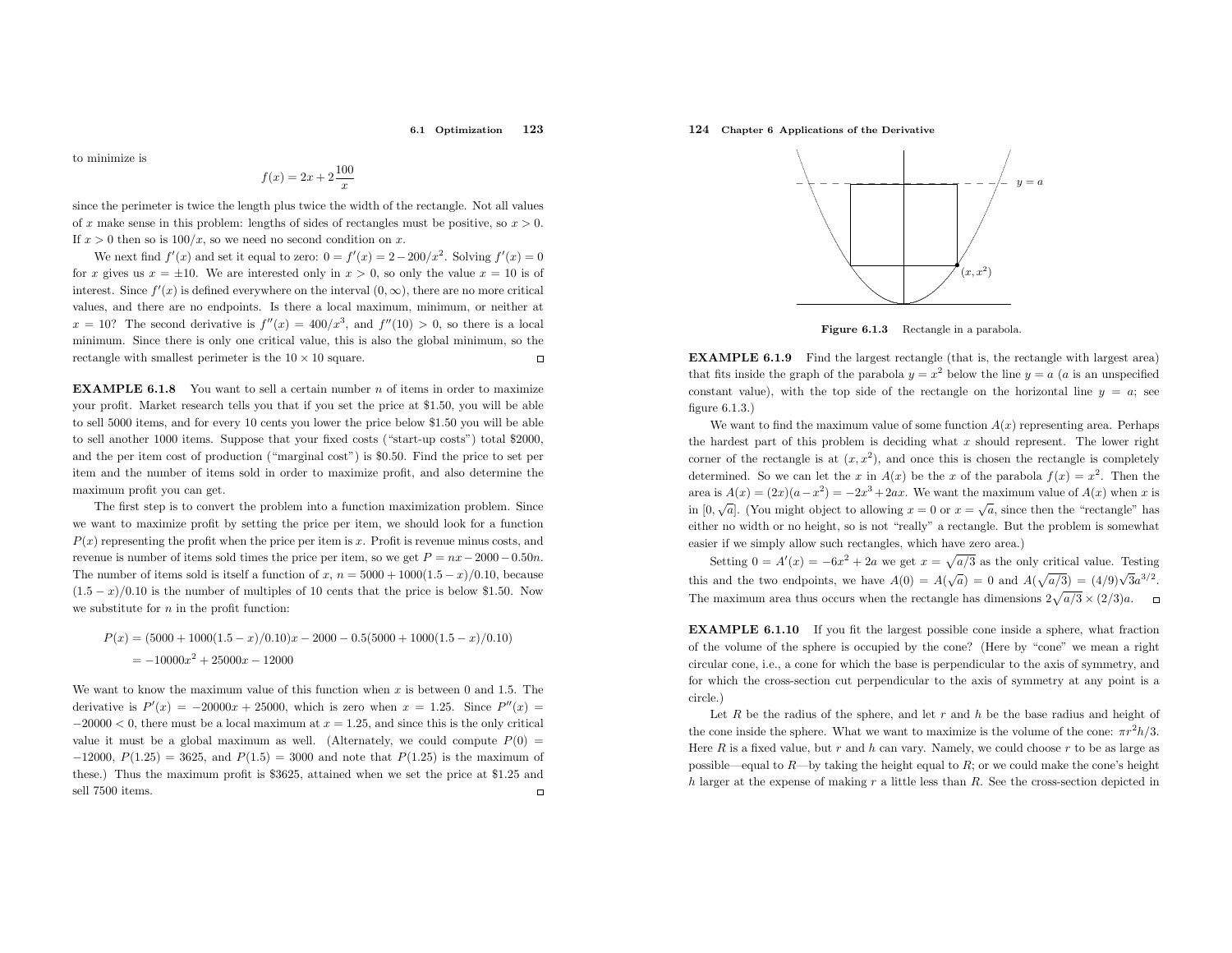to minimize is

$$f(x) = 2x + 2\frac{100}{x}$$

since the perimeter is twice the length plus twice the width of the rectangle. Not all values of $x$ make sense in this problem: lengths of sides of rectangles must be positive, so $x > 0$. If $x > 0$ then so is $100/x$, so we need no second condition on $x$.

We next find $f'(x)$ and set it equal to zero: $0 = f'(x) = 2 - 200/x^2$. Solving $f'(x) = 0$ for $x$ gives us $x = \pm 10$. We are interested only in $x > 0$, so only the value $x = 10$ is of interest. Since $f'(x)$ is defined everywhere on the interval $(0, \infty)$, there are no more critical values, and there are no endpoints. Is there a local maximum, minimum, or neither at $x = 10$? The second derivative is $f''(x) = 400/x^3$, and $f''(10) > 0$, so there is a local minimum. Since there is only one critical value, this is also the global minimum, so the rectangle with smallest perimeter is the $10 \times 10$ square. □

**EXAMPLE 6.1.8** You want to sell a certain number $n$ of items in order to maximize your profit. Market research tells you that if you set the price at \$1.50, you will be able to sell 5000 items, and for every 10 cents you lower the price below \$1.50 you will be able to sell another 1000 items. Suppose that your fixed costs ("start-up costs") total \$2000, and the per item cost of production ("marginal cost") is \$0.50. Find the price to set per item and the number of items sold in order to maximize profit, and also determine the maximum profit you can get.

The first step is to convert the problem into a function maximization problem. Since we want to maximize profit by setting the price per item, we should look for a function $P(x)$ representing the profit when the price per item is $x$. Profit is revenue minus costs, and revenue is number of items sold times the price per item, so we get $P = nx - 2000 - 0.50n$. The number of items sold is itself a function of $x$, $n = 5000 + 1000(1.5 - x)/0.10$, because $(1.5 - x)/0.10$ is the number of multiples of 10 cents that the price is below \$1.50. Now we substitute for $n$ in the profit function:

$$\begin{aligned} P(x) &= (5000 + 1000(1.5 - x)/0.10)x - 2000 - 0.5(5000 + 1000(1.5 - x)/0.10) \\ &= -10000x^2 + 25000x - 12000 \end{aligned}$$

We want to know the maximum value of this function when $x$ is between 0 and 1.5. The derivative is $P'(x) = -20000x + 25000$, which is zero when $x = 1.25$. Since $P''(x) = -20000 < 0$, there must be a local maximum at $x = 1.25$, and since this is the only critical value it must be a global maximum as well. (Alternately, we could compute $P(0) = -12000$, $P(1.25) = 3625$, and $P(1.5) = 3000$ and note that $P(1.25)$ is the maximum of these.) Thus the maximum profit is \$3625, attained when we set the price at \$1.25 and sell 7500 items. □

**Figure 6.1.3** Rectangle in a parabola.

**EXAMPLE 6.1.9** Find the largest rectangle (that is, the rectangle with largest area) that fits inside the graph of the parabola $y = x^2$ below the line $y = a$ ($a$ is an unspecified constant value), with the top side of the rectangle on the horizontal line $y = a$; see figure 6.1.3.)

We want to find the maximum value of some function $A(x)$ representing area. Perhaps the hardest part of this problem is deciding what $x$ should represent. The lower right corner of the rectangle is at $(x, x^2)$, and once this is chosen the rectangle is completely determined. So we can let the $x$ in $A(x)$ be the $x$ of the parabola $f(x) = x^2$. Then the area is $A(x) = (2x)(a - x^2) = -2x^3 + 2ax$. We want the maximum value of $A(x)$ when $x$ is in $[0, \sqrt{a}]$. (You might object to allowing $x = 0$ or $x = \sqrt{a}$, since then the "rectangle" has either no width or no height, so is not "really" a rectangle. But the problem is somewhat easier if we simply allow such rectangles, which have zero area.)

Setting $0 = A'(x) = -6x^2 + 2a$ we get $x = \sqrt{a/3}$ as the only critical value. Testing this and the two endpoints, we have $A(0) = A(\sqrt{a}) = 0$ and $A(\sqrt{a/3}) = (4/9)\sqrt{3}a^{3/2}$. The maximum area thus occurs when the rectangle has dimensions $2\sqrt{a/3} \times (2/3)a$. □

**EXAMPLE 6.1.10** If you fit the largest possible cone inside a sphere, what fraction of the volume of the sphere is occupied by the cone? (Here by "cone" we mean a right circular cone, i.e., a cone for which the base is perpendicular to the axis of symmetry, and for which the cross-section cut perpendicular to the axis of symmetry at any point is a circle.)

Let $R$ be the radius of the sphere, and let $r$ and $h$ be the base radius and height of the cone inside the sphere. What we want to maximize is the volume of the cone: $\pi r^2 h/3$. Here $R$ is a fixed value, but $r$ and $h$ can vary. Namely, we could choose $r$ to be as large as possible—equal to $R$—by taking the height equal to $R$; or we could make the cone's height $h$ larger at the expense of making $r$ a little less than $R$. See the cross-section depicted in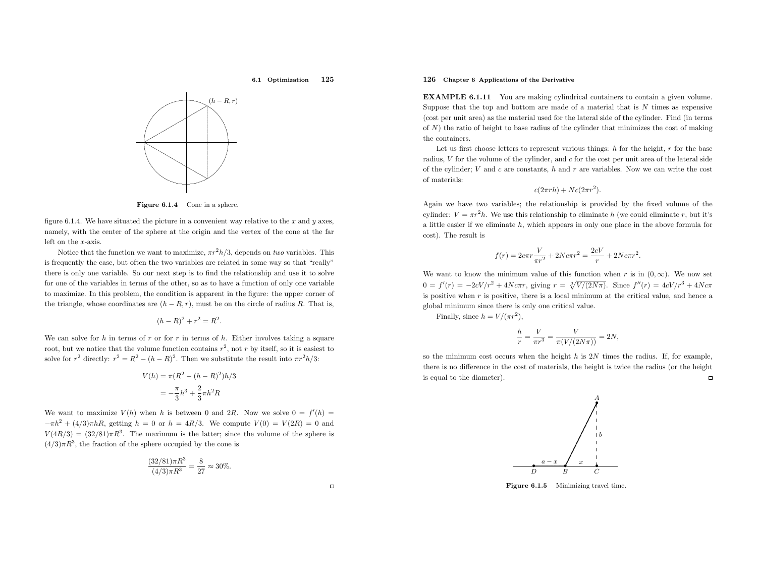Figure 6.1.4 Cone in a sphere.

figure 6.1.4. We have situated the picture in a convenient way relative to the $x$ and $y$ axes, namely, with the center of the sphere at the origin and the vertex of the cone at the far left on the $x$-axis.

Notice that the function we want to maximize, $\pi r^2 h/3$, depends on *two* variables. This is frequently the case, but often the two variables are related in some way so that "really" there is only one variable. So our next step is to find the relationship and use it to solve for one of the variables in terms of the other, so as to have a function of only one variable to maximize. In this problem, the condition is apparent in the figure: the upper corner of the triangle, whose coordinates are $(h-R, r)$, must be on the circle of radius $R$. That is,

$$(h-R)^2 + r^2 = R^2.$$

We can solve for $h$ in terms of $r$ or for $r$ in terms of $h$. Either involves taking a square root, but we notice that the volume function contains $r^2$, not $r$ by itself, so it is easiest to solve for $r^2$ directly: $r^2 = R^2 - (h-R)^2$. Then we substitute the result into $\pi r^2 h/3$:

$$\begin{aligned} V(h) &= \pi(R^2 - (h-R)^2)h/3 \\ &= -\frac{\pi}{3}h^3 + \frac{2}{3}\pi h^2 R \end{aligned}$$

We want to maximize $V(h)$ when $h$ is between 0 and $2R$. Now we solve $0 = f'(h) = -\pi h^2 + (4/3)\pi h R$, getting $h = 0$ or $h = 4R/3$. We compute $V(0) = V(2R) = 0$ and $V(4R/3) = (32/81)\pi R^3$. The maximum is the latter; since the volume of the sphere is $(4/3)\pi R^3$, the fraction of the sphere occupied by the cone is

$$\frac{(32/81)\pi R^3}{(4/3)\pi R^3} = \frac{8}{27} \approx 30\%.$$

**EXAMPLE 6.1.11** You are making cylindrical containers to contain a given volume. Suppose that the top and bottom are made of a material that is $N$ times as expensive (cost per unit area) as the material used for the lateral side of the cylinder. Find (in terms of $N$) the ratio of height to base radius of the cylinder that minimizes the cost of making the containers.

Let us first choose letters to represent various things: $h$ for the height, $r$ for the base radius, $V$ for the volume of the cylinder, and $c$ for the cost per unit area of the lateral side of the cylinder; $V$ and $c$ are constants, $h$ and $r$ are variables. Now we can write the cost of materials:

$$c(2\pi r h) + Nc(2\pi r^2).$$

Again we have two variables; the relationship is provided by the fixed volume of the cylinder: $V = \pi r^2 h$. We use this relationship to eliminate $h$ (we could eliminate $r$, but it's a little easier if we eliminate $h$, which appears in only one place in the above formula for cost). The result is

$$f(r) = 2c\pi r \frac{V}{\pi r^2} + 2Nc\pi r^2 = \frac{2cV}{r} + 2Nc\pi r^2.$$

We want to know the minimum value of this function when $r$ is in $(0, \infty)$. We now set $0 = f'(r) = -2cV/r^2 + 4Nc\pi r$, giving $r = \sqrt[3]{V/(2N\pi)}$. Since $f''(r) = 4cV/r^3 + 4Nc\pi$ is positive when $r$ is positive, there is a local minimum at the critical value, and hence a global minimum since there is only one critical value.

Finally, since $h = V/(\pi r^2)$,

$$\frac{h}{r} = \frac{V}{\pi r^3} = \frac{V}{\pi (V/(2N\pi))} = 2N,$$

so the minimum cost occurs when the height $h$ is $2N$ times the radius. If, for example, there is no difference in the cost of materials, the height is twice the radius (or the height is equal to the diameter).

Figure 6.1.5 Minimizing travel time.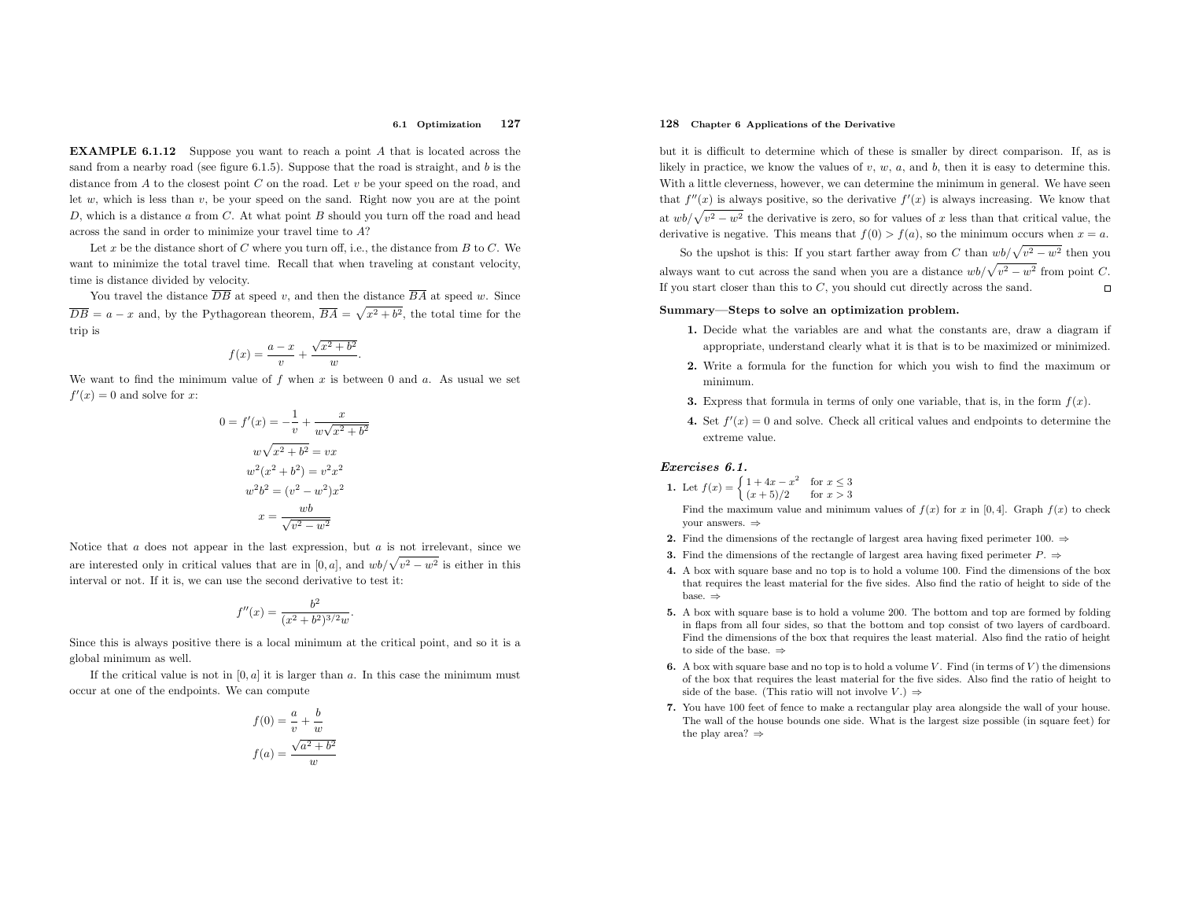**EXAMPLE 6.1.12** Suppose you want to reach a point $A$ that is located across the sand from a nearby road (see figure 6.1.5). Suppose that the road is straight, and $b$ is the distance from $A$ to the closest point $C$ on the road. Let $v$ be your speed on the road, and let $w$, which is less than $v$, be your speed on the sand. Right now you are at the point $D$, which is a distance $a$ from $C$. At what point $B$ should you turn off the road and head across the sand in order to minimize your travel time to $A$?

Let $x$ be the distance short of $C$ where you turn off, i.e., the distance from $B$ to $C$. We want to minimize the total travel time. Recall that when traveling at constant velocity, time is distance divided by velocity.

You travel the distance $\overline{DB}$ at speed $v$, and then the distance $\overline{BA}$ at speed $w$. Since $\overline{DB} = a - x$ and, by the Pythagorean theorem, $\overline{BA} = \sqrt{x^2 + b^2}$, the total time for the trip is

$$f(x) = \frac{a - x}{v} + \frac{\sqrt{x^2 + b^2}}{w}.$$

We want to find the minimum value of $f$ when $x$ is between 0 and $a$. As usual we set $f'(x) = 0$ and solve for $x$:

$$\begin{aligned}
0 = f'(x) &= -\frac{1}{v} + \frac{x}{w\sqrt{x^2 + b^2}} \\
w\sqrt{x^2 + b^2} &= vx \\
w^2(x^2 + b^2) &= v^2x^2 \\
w^2b^2 &= (v^2 - w^2)x^2 \\
x &= \frac{wb}{\sqrt{v^2 - w^2}}
\end{aligned}$$

Notice that $a$ does not appear in the last expression, but $a$ is not irrelevant, since we are interested only in critical values that are in $[0, a]$, and $wb/\sqrt{v^2 - w^2}$ is either in this interval or not. If it is, we can use the second derivative to test it:

$$f''(x) = \frac{b^2}{(x^2 + b^2)^{3/2}w}.$$

Since this is always positive there is a local minimum at the critical point, and so it is a global minimum as well.

If the critical value is not in $[0, a]$ it is larger than $a$. In this case the minimum must occur at one of the endpoints. We can compute

$$\begin{aligned}
f(0) &= \frac{a}{v} + \frac{b}{w} \\
f(a) &= \frac{\sqrt{a^2 + b^2}}{w}
\end{aligned}$$

but it is difficult to determine which of these is smaller by direct comparison. If, as is likely in practice, we know the values of $v$, $w$, $a$, and $b$, then it is easy to determine this. With a little cleverness, however, we can determine the minimum in general. We have seen that $f''(x)$ is always positive, so the derivative $f'(x)$ is always increasing. We know that at $wb/\sqrt{v^2 - w^2}$ the derivative is zero, so for values of $x$ less than that critical value, the derivative is negative. This means that $f(0) > f(a)$, so the minimum occurs when $x = a$.

So the upshot is this: If you start farther away from $C$ than $wb/\sqrt{v^2 - w^2}$ then you always want to cut across the sand when you are a distance $wb/\sqrt{v^2 - w^2}$ from point $C$. If you start closer than this to $C$, you should cut directly across the sand. □

**Summary—Steps to solve an optimization problem.**

1. Decide what the variables are and what the constants are, draw a diagram if appropriate, understand clearly what it is that is to be maximized or minimized.
2. Write a formula for the function for which you wish to find the maximum or minimum.
3. Express that formula in terms of only one variable, that is, in the form $f(x)$.
4. Set $f'(x) = 0$ and solve. Check all critical values and endpoints to determine the extreme value.

### *Exercises 6.1.*

1. Let $f(x) = \begin{cases} 1 + 4x - x^2 & \text{for } x \le 3 \\ (x + 5)/2 & \text{for } x > 3 \end{cases}$

   Find the maximum value and minimum values of $f(x)$ for $x$ in $[0, 4]$. Graph $f(x)$ to check your answers. ⇒
2. Find the dimensions of the rectangle of largest area having fixed perimeter 100. ⇒
3. Find the dimensions of the rectangle of largest area having fixed perimeter $P$. ⇒
4. A box with square base and no top is to hold a volume 100. Find the dimensions of the box that requires the least material for the five sides. Also find the ratio of height to side of the base. ⇒
5. A box with square base is to hold a volume 200. The bottom and top are formed by folding in flaps from all four sides, so that the bottom and top consist of two layers of cardboard. Find the dimensions of the box that requires the least material. Also find the ratio of height to side of the base. ⇒
6. A box with square base and no top is to hold a volume $V$. Find (in terms of $V$) the dimensions of the box that requires the least material for the five sides. Also find the ratio of height to side of the base. (This ratio will not involve $V$.) ⇒
7. You have 100 feet of fence to make a rectangular play area alongside the wall of your house. The wall of the house bounds one side. What is the largest size possible (in square feet) for the play area? ⇒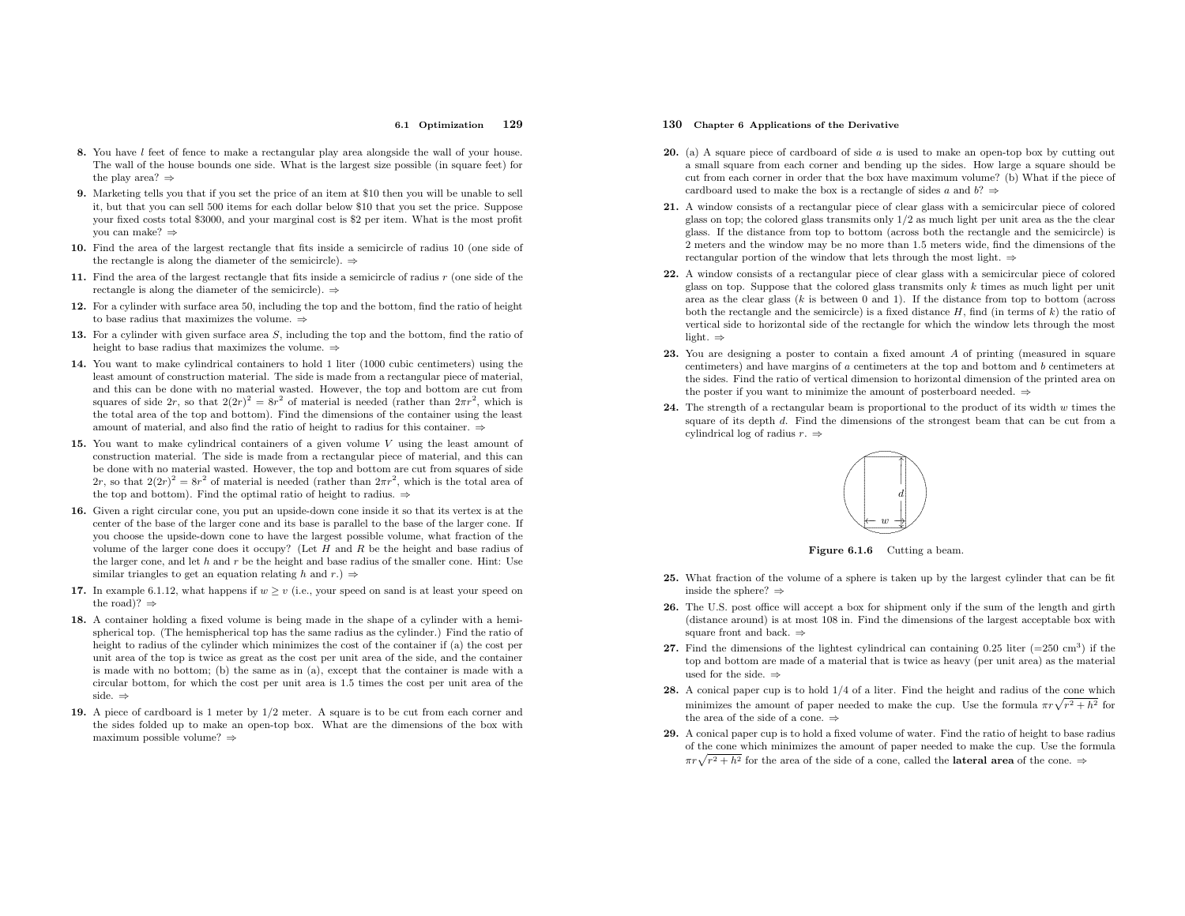**8.** You have $l$ feet of fence to make a rectangular play area alongside the wall of your house. The wall of the house bounds one side. What is the largest size possible (in square feet) for the play area? ⇒

**9.** Marketing tells you that if you set the price of an item at \$10 then you will be unable to sell it, but that you can sell 500 items for each dollar below \$10 that you set the price. Suppose your fixed costs total \$3000, and your marginal cost is \$2 per item. What is the most profit you can make? ⇒

**10.** Find the area of the largest rectangle that fits inside a semicircle of radius 10 (one side of the rectangle is along the diameter of the semicircle). ⇒

**11.** Find the area of the largest rectangle that fits inside a semicircle of radius $r$ (one side of the rectangle is along the diameter of the semicircle). ⇒

**12.** For a cylinder with surface area 50, including the top and the bottom, find the ratio of height to base radius that maximizes the volume. ⇒

**13.** For a cylinder with given surface area $S$, including the top and the bottom, find the ratio of height to base radius that maximizes the volume. ⇒

**14.** You want to make cylindrical containers to hold 1 liter (1000 cubic centimeters) using the least amount of construction material. The side is made from a rectangular piece of material, and this can be done with no material wasted. However, the top and bottom are cut from squares of side $2r$, so that $2(2r)^2 = 8r^2$ of material is needed (rather than $2\pi r^2$, which is the total area of the top and bottom). Find the dimensions of the container using the least amount of material, and also find the ratio of height to radius for this container. ⇒

**15.** You want to make cylindrical containers of a given volume $V$ using the least amount of construction material. The side is made from a rectangular piece of material, and this can be done with no material wasted. However, the top and bottom are cut from squares of side $2r$, so that $2(2r)^2 = 8r^2$ of material is needed (rather than $2\pi r^2$, which is the total area of the top and bottom). Find the optimal ratio of height to radius. ⇒

**16.** Given a right circular cone, you put an upside-down cone inside it so that its vertex is at the center of the base of the larger cone and its base is parallel to the base of the larger cone. If you choose the upside-down cone to have the largest possible volume, what fraction of the volume of the larger cone does it occupy? (Let $H$ and $R$ be the height and base radius of the larger cone, and let $h$ and $r$ be the height and base radius of the smaller cone. Hint: Use similar triangles to get an equation relating $h$ and $r$.) ⇒

**17.** In example 6.1.12, what happens if $w \geq v$ (i.e., your speed on sand is at least your speed on the road)? ⇒

**18.** A container holding a fixed volume is being made in the shape of a cylinder with a hemispherical top. (The hemispherical top has the same radius as the cylinder.) Find the ratio of height to radius of the cylinder which minimizes the cost of the container if (a) the cost per unit area of the top is twice as great as the cost per unit area of the side, and the container is made with no bottom; (b) the same as in (a), except that the container is made with a circular bottom, for which the cost per unit area is 1.5 times the cost per unit area of the side. ⇒

**19.** A piece of cardboard is 1 meter by 1/2 meter. A square is to be cut from each corner and the sides folded up to make an open-top box. What are the dimensions of the box with maximum possible volume? ⇒

**20.** (a) A square piece of cardboard of side $a$ is used to make an open-top box by cutting out a small square from each corner and bending up the sides. How large a square should be cut from each corner in order that the box have maximum volume? (b) What if the piece of cardboard used to make the box is a rectangle of sides $a$ and $b$? ⇒

**21.** A window consists of a rectangular piece of clear glass with a semicircular piece of colored glass on top; the colored glass transmits only 1/2 as much light per unit area as the the clear glass. If the distance from top to bottom (across both the rectangle and the semicircle) is 2 meters and the window may be no more than 1.5 meters wide, find the dimensions of the rectangular portion of the window that lets through the most light. ⇒

**22.** A window consists of a rectangular piece of clear glass with a semicircular piece of colored glass on top. Suppose that the colored glass transmits only $k$ times as much light per unit area as the clear glass ($k$ is between 0 and 1). If the distance from top to bottom (across both the rectangle and the semicircle) is a fixed distance $H$, find (in terms of $k$) the ratio of vertical side to horizontal side of the rectangle for which the window lets through the most light. ⇒

**23.** You are designing a poster to contain a fixed amount $A$ of printing (measured in square centimeters) and have margins of $a$ centimeters at the top and bottom and $b$ centimeters at the sides. Find the ratio of vertical dimension to horizontal dimension of the printed area on the poster if you want to minimize the amount of posterboard needed. ⇒

**24.** The strength of a rectangular beam is proportional to the product of its width $w$ times the square of its depth $d$. Find the dimensions of the strongest beam that can be cut from a cylindrical log of radius $r$. ⇒

**Figure 6.1.6** Cutting a beam.

**25.** What fraction of the volume of a sphere is taken up by the largest cylinder that can be fit inside the sphere? ⇒

**26.** The U.S. post office will accept a box for shipment only if the sum of the length and girth (distance around) is at most 108 in. Find the dimensions of the largest acceptable box with square front and back. ⇒

**27.** Find the dimensions of the lightest cylindrical can containing 0.25 liter (=250 cm$^3$) if the top and bottom are made of a material that is twice as heavy (per unit area) as the material used for the side. ⇒

**28.** A conical paper cup is to hold 1/4 of a liter. Find the height and radius of the cone which minimizes the amount of paper needed to make the cup. Use the formula $\pi r\sqrt{r^2+h^2}$ for the area of the side of a cone. ⇒

**29.** A conical paper cup is to hold a fixed volume of water. Find the ratio of height to base radius of the cone which minimizes the amount of paper needed to make the cup. Use the formula $\pi r\sqrt{r^2+h^2}$ for the area of the side of a cone, called the **lateral area** of the cone. ⇒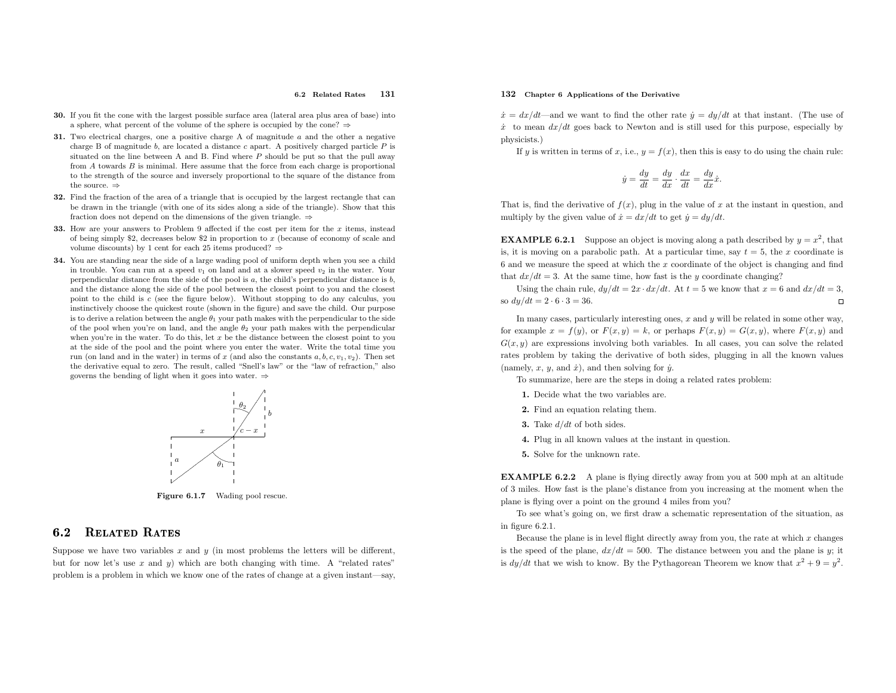**30.** If you fit the cone with the largest possible surface area (lateral area plus area of base) into a sphere, what percent of the volume of the sphere is occupied by the cone? ⇒

**31.** Two electrical charges, one a positive charge A of magnitude $a$ and the other a negative charge B of magnitude $b$, are located a distance $c$ apart. A positively charged particle $P$ is situated on the line between A and B. Find where $P$ should be put so that the pull away from $A$ towards $B$ is minimal. Here assume that the force from each charge is proportional to the strength of the source and inversely proportional to the square of the distance from the source. ⇒

**32.** Find the fraction of the area of a triangle that is occupied by the largest rectangle that can be drawn in the triangle (with one of its sides along a side of the triangle). Show that this fraction does not depend on the dimensions of the given triangle. ⇒

**33.** How are your answers to Problem 9 affected if the cost per item for the $x$ items, instead of being simply \$2, decreases below \$2 in proportion to $x$ (because of economy of scale and volume discounts) by 1 cent for each 25 items produced? ⇒

**34.** You are standing near the side of a large wading pool of uniform depth when you see a child in trouble. You can run at a speed $v_1$ on land and at a slower speed $v_2$ in the water. Your perpendicular distance from the side of the pool is $a$, the child's perpendicular distance is $b$, and the distance along the side of the pool between the closest point to you and the closest point to the child is $c$ (see the figure below). Without stopping to do any calculus, you instinctively choose the quickest route (shown in the figure) and save the child. Our purpose is to derive a relation between the angle $\theta_1$ your path makes with the perpendicular to the side of the pool when you're on land, and the angle $\theta_2$ your path makes with the perpendicular when you're in the water. To do this, let $x$ be the distance between the closest point to you at the side of the pool and the point where you enter the water. Write the total time you run (on land and in the water) in terms of $x$ (and also the constants $a, b, c, v_1, v_2$). Then set the derivative equal to zero. The result, called "Snell's law" or the "law of refraction," also governs the bending of light when it goes into water. ⇒

**Figure 6.1.7** Wading pool rescue.

## 6.2 Related Rates

Suppose we have two variables $x$ and $y$ (in most problems the letters will be different, but for now let's use $x$ and $y$) which are both changing with time. A "related rates" problem is a problem in which we know one of the rates of change at a given instant—say, $\dot{x} = dx/dt$—and we want to find the other rate $\dot{y} = dy/dt$ at that instant. (The use of $\dot{x}$ to mean $dx/dt$ goes back to Newton and is still used for this purpose, especially by physicists.)

If $y$ is written in terms of $x$, i.e., $y = f(x)$, then this is easy to do using the chain rule:

$$\dot{y} = \frac{dy}{dt} = \frac{dy}{dx} \cdot \frac{dx}{dt} = \frac{dy}{dx}\dot{x}.$$

That is, find the derivative of $f(x)$, plug in the value of $x$ at the instant in question, and multiply by the given value of $\dot{x} = dx/dt$ to get $\dot{y} = dy/dt$.

**EXAMPLE 6.2.1** Suppose an object is moving along a path described by $y = x^2$, that is, it is moving on a parabolic path. At a particular time, say $t = 5$, the $x$ coordinate is 6 and we measure the speed at which the $x$ coordinate of the object is changing and find that $dx/dt = 3$. At the same time, how fast is the $y$ coordinate changing?

Using the chain rule, $dy/dt = 2x \cdot dx/dt$. At $t = 5$ we know that $x = 6$ and $dx/dt = 3$, so $dy/dt = 2 \cdot 6 \cdot 3 = 36$. □

In many cases, particularly interesting ones, $x$ and $y$ will be related in some other way, for example $x = f(y)$, or $F(x, y) = k$, or perhaps $F(x, y) = G(x, y)$, where $F(x, y)$ and $G(x, y)$ are expressions involving both variables. In all cases, you can solve the related rates problem by taking the derivative of both sides, plugging in all the known values (namely, $x$, $y$, and $\dot{x}$), and then solving for $\dot{y}$.

To summarize, here are the steps in doing a related rates problem:

1. Decide what the two variables are.
2. Find an equation relating them.
3. Take $d/dt$ of both sides.
4. Plug in all known values at the instant in question.
5. Solve for the unknown rate.

**EXAMPLE 6.2.2** A plane is flying directly away from you at 500 mph at an altitude of 3 miles. How fast is the plane's distance from you increasing at the moment when the plane is flying over a point on the ground 4 miles from you?

To see what's going on, we first draw a schematic representation of the situation, as in figure 6.2.1.

Because the plane is in level flight directly away from you, the rate at which $x$ changes is the speed of the plane, $dx/dt = 500$. The distance between you and the plane is $y$; it is $dy/dt$ that we wish to know. By the Pythagorean Theorem we know that $x^2 + 9 = y^2$.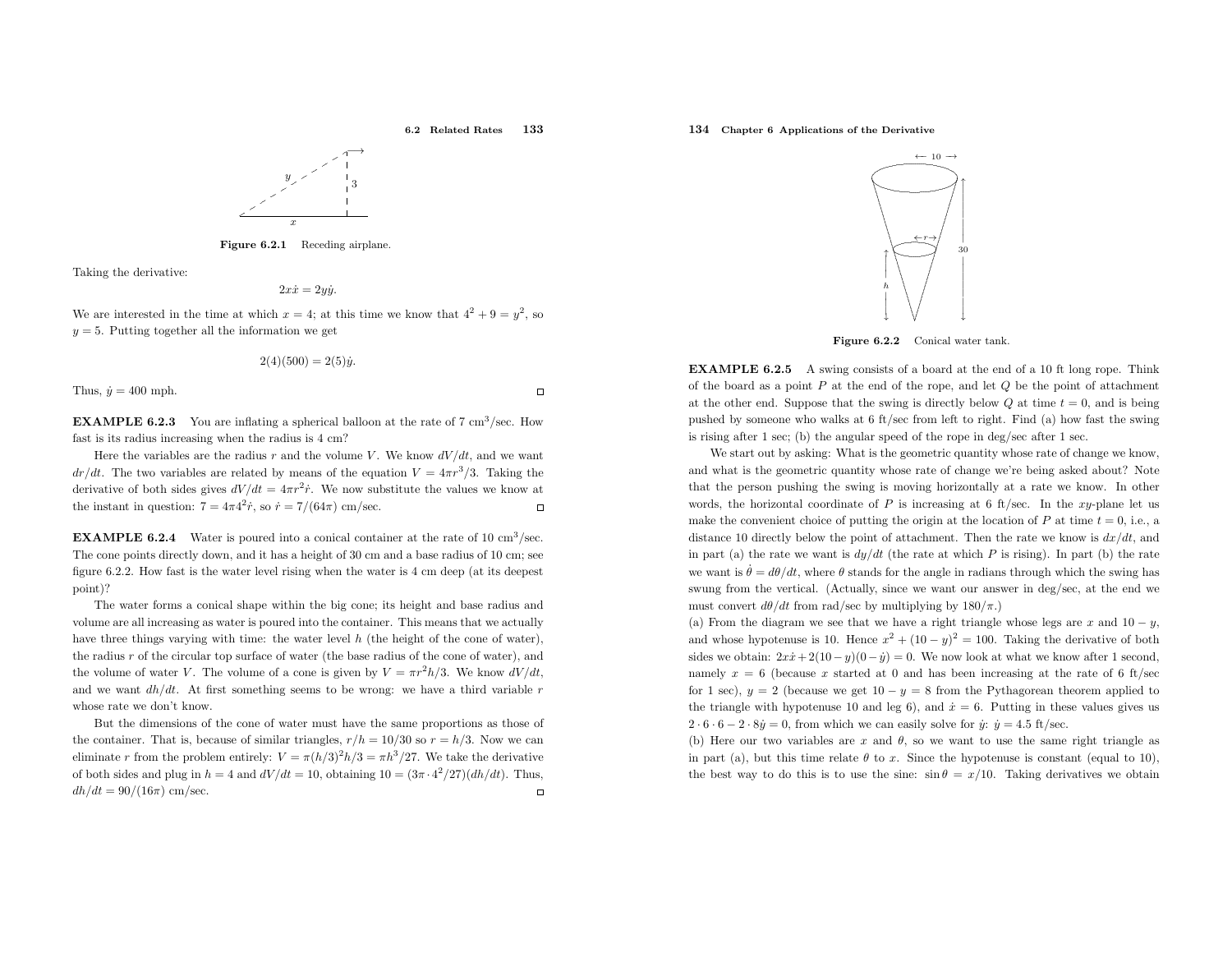Figure 6.2.1 Receding airplane.

Taking the derivative:

$$2x\dot{x} = 2y\dot{y}.$$

We are interested in the time at which $x = 4$; at this time we know that $4^2 + 9 = y^2$, so $y = 5$. Putting together all the information we get

$$2(4)(500) = 2(5)\dot{y}.$$

Thus, $\dot{y} = 400$ mph. □

**EXAMPLE 6.2.3** You are inflating a spherical balloon at the rate of 7 cm$^3$/sec. How fast is its radius increasing when the radius is 4 cm?

Here the variables are the radius $r$ and the volume $V$. We know $dV/dt$, and we want $dr/dt$. The two variables are related by means of the equation $V = 4\pi r^3/3$. Taking the derivative of both sides gives $dV/dt = 4\pi r^2 \dot{r}$. We now substitute the values we know at the instant in question: $7 = 4\pi 4^2 \dot{r}$, so $\dot{r} = 7/(64\pi)$ cm/sec. □

**EXAMPLE 6.2.4** Water is poured into a conical container at the rate of 10 cm$^3$/sec. The cone points directly down, and it has a height of 30 cm and a base radius of 10 cm; see figure 6.2.2. How fast is the water level rising when the water is 4 cm deep (at its deepest point)?

The water forms a conical shape within the big cone; its height and base radius and volume are all increasing as water is poured into the container. This means that we actually have three things varying with time: the water level $h$ (the height of the cone of water), the radius $r$ of the circular top surface of water (the base radius of the cone of water), and the volume of water $V$. The volume of a cone is given by $V = \pi r^2 h/3$. We know $dV/dt$, and we want $dh/dt$. At first something seems to be wrong: we have a third variable $r$ whose rate we don't know.

But the dimensions of the cone of water must have the same proportions as those of the container. That is, because of similar triangles, $r/h = 10/30$ so $r = h/3$. Now we can eliminate $r$ from the problem entirely: $V = \pi(h/3)^2 h/3 = \pi h^3/27$. We take the derivative of both sides and plug in $h = 4$ and $dV/dt = 10$, obtaining $10 = (3\pi \cdot 4^2/27)(dh/dt)$. Thus, $dh/dt = 90/(16\pi)$ cm/sec. □

Figure 6.2.2 Conical water tank.

**EXAMPLE 6.2.5** A swing consists of a board at the end of a 10 ft long rope. Think of the board as a point $P$ at the end of the rope, and let $Q$ be the point of attachment at the other end. Suppose that the swing is directly below $Q$ at time $t = 0$, and is being pushed by someone who walks at 6 ft/sec from left to right. Find (a) how fast the swing is rising after 1 sec; (b) the angular speed of the rope in deg/sec after 1 sec.

We start out by asking: What is the geometric quantity whose rate of change we know, and what is the geometric quantity whose rate of change we're being asked about? Note that the person pushing the swing is moving horizontally at a rate we know. In other words, the horizontal coordinate of $P$ is increasing at 6 ft/sec. In the $xy$-plane let us make the convenient choice of putting the origin at the location of $P$ at time $t = 0$, i.e., a distance 10 directly below the point of attachment. Then the rate we know is $dx/dt$, and in part (a) the rate we want is $dy/dt$ (the rate at which $P$ is rising). In part (b) the rate we want is $\dot{\theta} = d\theta/dt$, where $\theta$ stands for the angle in radians through which the swing has swung from the vertical. (Actually, since we want our answer in deg/sec, at the end we must convert $d\theta/dt$ from rad/sec by multiplying by $180/\pi$.)

(a) From the diagram we see that we have a right triangle whose legs are $x$ and $10 - y$, and whose hypotenuse is 10. Hence $x^2 + (10 - y)^2 = 100$. Taking the derivative of both sides we obtain: $2x\dot{x} + 2(10 - y)(0 - \dot{y}) = 0$. We now look at what we know after 1 second, namely $x = 6$ (because $x$ started at 0 and has been increasing at the rate of 6 ft/sec for 1 sec), $y = 2$ (because we get $10 - y = 8$ from the Pythagorean theorem applied to the triangle with hypotenuse 10 and leg 6), and $\dot{x} = 6$. Putting in these values gives us $2 \cdot 6 \cdot 6 - 2 \cdot 8\dot{y} = 0$, from which we can easily solve for $\dot{y}$: $\dot{y} = 4.5$ ft/sec.

(b) Here our two variables are $x$ and $\theta$, so we want to use the same right triangle as in part (a), but this time relate $\theta$ to $x$. Since the hypotenuse is constant (equal to 10), the best way to do this is to use the sine: $\sin\theta = x/10$. Taking derivatives we obtain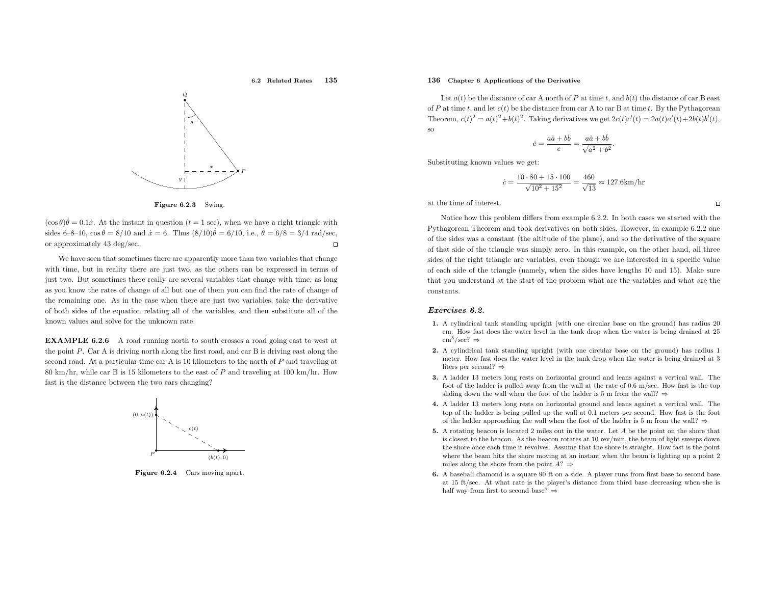Figure 6.2.3 Swing.

$(\cos\theta)\dot{\theta} = 0.1\dot{x}$. At the instant in question ($t = 1$ sec), when we have a right triangle with sides 6–8–10, $\cos\theta = 8/10$ and $\dot{x} = 6$. Thus $(8/10)\dot{\theta} = 6/10$, i.e., $\dot{\theta} = 6/8 = 3/4$ rad/sec, or approximately 43 deg/sec. □

We have seen that sometimes there are apparently more than two variables that change with time, but in reality there are just two, as the others can be expressed in terms of just two. But sometimes there really are several variables that change with time; as long as you know the rates of change of all but one of them you can find the rate of change of the remaining one. As in the case when there are just two variables, take the derivative of both sides of the equation relating all of the variables, and then substitute all of the known values and solve for the unknown rate.

**EXAMPLE 6.2.6** A road running north to south crosses a road going east to west at the point $P$. Car A is driving north along the first road, and car B is driving east along the second road. At a particular time car A is 10 kilometers to the north of $P$ and traveling at 80 km/hr, while car B is 15 kilometers to the east of $P$ and traveling at 100 km/hr. How fast is the distance between the two cars changing?

Figure 6.2.4 Cars moving apart.

Let $a(t)$ be the distance of car A north of $P$ at time $t$, and $b(t)$ the distance of car B east of $P$ at time $t$, and let $c(t)$ be the distance from car A to car B at time $t$. By the Pythagorean Theorem, $c(t)^2 = a(t)^2 + b(t)^2$. Taking derivatives we get $2c(t)c'(t) = 2a(t)a'(t) + 2b(t)b'(t)$, so

$$\dot{c} = \frac{a\dot{a} + b\dot{b}}{c} = \frac{a\dot{a} + b\dot{b}}{\sqrt{a^2 + b^2}}.$$

Substituting known values we get:

$$\dot{c} = \frac{10 \cdot 80 + 15 \cdot 100}{\sqrt{10^2 + 15^2}} = \frac{460}{\sqrt{13}} \approx 127.6\text{km/hr}$$

at the time of interest. □

Notice how this problem differs from example 6.2.2. In both cases we started with the Pythagorean Theorem and took derivatives on both sides. However, in example 6.2.2 one of the sides was a constant (the altitude of the plane), and so the derivative of the square of that side of the triangle was simply zero. In this example, on the other hand, all three sides of the right triangle are variables, even though we are interested in a specific value of each side of the triangle (namely, when the sides have lengths 10 and 15). Make sure that you understand at the start of the problem what are the variables and what are the constants.

### *Exercises 6.2.*

1. A cylindrical tank standing upright (with one circular base on the ground) has radius 20 cm. How fast does the water level in the tank drop when the water is being drained at 25 $\text{cm}^3$/sec? ⇒
2. A cylindrical tank standing upright (with one circular base on the ground) has radius 1 meter. How fast does the water level in the tank drop when the water is being drained at 3 liters per second? ⇒
3. A ladder 13 meters long rests on horizontal ground and leans against a vertical wall. The foot of the ladder is pulled away from the wall at the rate of 0.6 m/sec. How fast is the top sliding down the wall when the foot of the ladder is 5 m from the wall? ⇒
4. A ladder 13 meters long rests on horizontal ground and leans against a vertical wall. The top of the ladder is being pulled up the wall at 0.1 meters per second. How fast is the foot of the ladder approaching the wall when the foot of the ladder is 5 m from the wall? ⇒
5. A rotating beacon is located 2 miles out in the water. Let $A$ be the point on the shore that is closest to the beacon. As the beacon rotates at 10 rev/min, the beam of light sweeps down the shore once each time it revolves. Assume that the shore is straight. How fast is the point where the beam hits the shore moving at an instant when the beam is lighting up a point 2 miles along the shore from the point $A$? ⇒
6. A baseball diamond is a square 90 ft on a side. A player runs from first base to second base at 15 ft/sec. At what rate is the player's distance from third base decreasing when she is half way from first to second base? ⇒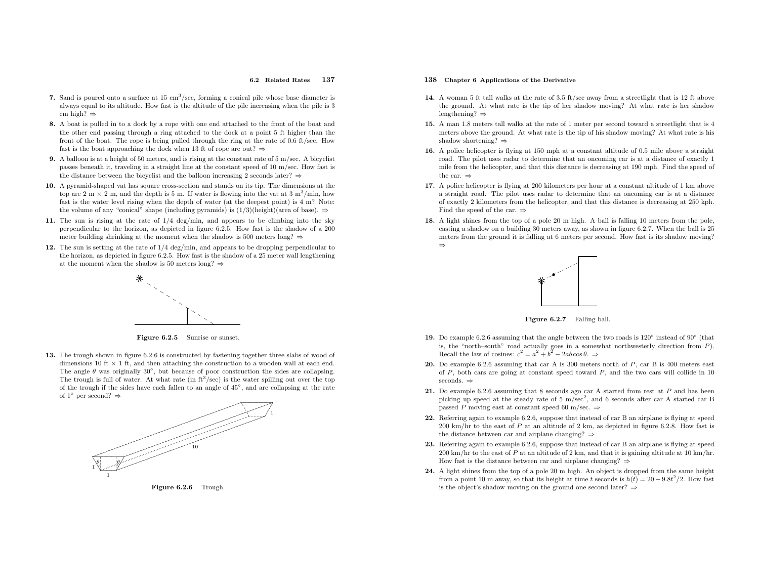**7.** Sand is poured onto a surface at 15 cm$^3$/sec, forming a conical pile whose base diameter is always equal to its altitude. How fast is the altitude of the pile increasing when the pile is 3 cm high? ⇒

**8.** A boat is pulled in to a dock by a rope with one end attached to the front of the boat and the other end passing through a ring attached to the dock at a point 5 ft higher than the front of the boat. The rope is being pulled through the ring at the rate of 0.6 ft/sec. How fast is the boat approaching the dock when 13 ft of rope are out? ⇒

**9.** A balloon is at a height of 50 meters, and is rising at the constant rate of 5 m/sec. A bicyclist passes beneath it, traveling in a straight line at the constant speed of 10 m/sec. How fast is the distance between the bicyclist and the balloon increasing 2 seconds later? ⇒

**10.** A pyramid-shaped vat has square cross-section and stands on its tip. The dimensions at the top are 2 m × 2 m, and the depth is 5 m. If water is flowing into the vat at 3 m$^3$/min, how fast is the water level rising when the depth of water (at the deepest point) is 4 m? Note: the volume of any "conical" shape (including pyramids) is (1/3)(height)(area of base). ⇒

**11.** The sun is rising at the rate of 1/4 deg/min, and appears to be climbing into the sky perpendicular to the horizon, as depicted in figure 6.2.5. How fast is the shadow of a 200 meter building shrinking at the moment when the shadow is 500 meters long? ⇒

**12.** The sun is setting at the rate of 1/4 deg/min, and appears to be dropping perpendicular to the horizon, as depicted in figure 6.2.5. How fast is the shadow of a 25 meter wall lengthening at the moment when the shadow is 50 meters long? ⇒

**Figure 6.2.5** Sunrise or sunset.

**13.** The trough shown in figure 6.2.6 is constructed by fastening together three slabs of wood of dimensions 10 ft × 1 ft, and then attaching the construction to a wooden wall at each end. The angle $\theta$ was originally 30°, but because of poor construction the sides are collapsing. The trough is full of water. At what rate (in ft$^3$/sec) is the water spilling out over the top of the trough if the sides have each fallen to an angle of 45°, and are collapsing at the rate of 1° per second? ⇒

**Figure 6.2.6** Trough.

**14.** A woman 5 ft tall walks at the rate of 3.5 ft/sec away from a streetlight that is 12 ft above the ground. At what rate is the tip of her shadow moving? At what rate is her shadow lengthening? ⇒

**15.** A man 1.8 meters tall walks at the rate of 1 meter per second toward a streetlight that is 4 meters above the ground. At what rate is the tip of his shadow moving? At what rate is his shadow shortening? ⇒

**16.** A police helicopter is flying at 150 mph at a constant altitude of 0.5 mile above a straight road. The pilot uses radar to determine that an oncoming car is at a distance of exactly 1 mile from the helicopter, and that this distance is decreasing at 190 mph. Find the speed of the car. ⇒

**17.** A police helicopter is flying at 200 kilometers per hour at a constant altitude of 1 km above a straight road. The pilot uses radar to determine that an oncoming car is at a distance of exactly 2 kilometers from the helicopter, and that this distance is decreasing at 250 kph. Find the speed of the car. ⇒

**18.** A light shines from the top of a pole 20 m high. A ball is falling 10 meters from the pole, casting a shadow on a building 30 meters away, as shown in figure 6.2.7. When the ball is 25 meters from the ground it is falling at 6 meters per second. How fast is its shadow moving? ⇒

**Figure 6.2.7** Falling ball.

**19.** Do example 6.2.6 assuming that the angle between the two roads is 120° instead of 90° (that is, the "north–south" road actually goes in a somewhat northwesterly direction from $P$). Recall the law of cosines: $c^2 = a^2 + b^2 - 2ab\cos\theta$. ⇒

**20.** Do example 6.2.6 assuming that car A is 300 meters north of $P$, car B is 400 meters east of $P$, both cars are going at constant speed toward $P$, and the two cars will collide in 10 seconds. ⇒

**21.** Do example 6.2.6 assuming that 8 seconds ago car A started from rest at $P$ and has been picking up speed at the steady rate of 5 m/sec$^2$, and 6 seconds after car A started car B passed $P$ moving east at constant speed 60 m/sec. ⇒

**22.** Referring again to example 6.2.6, suppose that instead of car B an airplane is flying at speed 200 km/hr to the east of $P$ at an altitude of 2 km, as depicted in figure 6.2.8. How fast is the distance between car and airplane changing? ⇒

**23.** Referring again to example 6.2.6, suppose that instead of car B an airplane is flying at speed 200 km/hr to the east of $P$ at an altitude of 2 km, and that it is gaining altitude at 10 km/hr. How fast is the distance between car and airplane changing? ⇒

**24.** A light shines from the top of a pole 20 m high. An object is dropped from the same height from a point 10 m away, so that its height at time $t$ seconds is $h(t) = 20 - 9.8t^2/2$. How fast is the object's shadow moving on the ground one second later? ⇒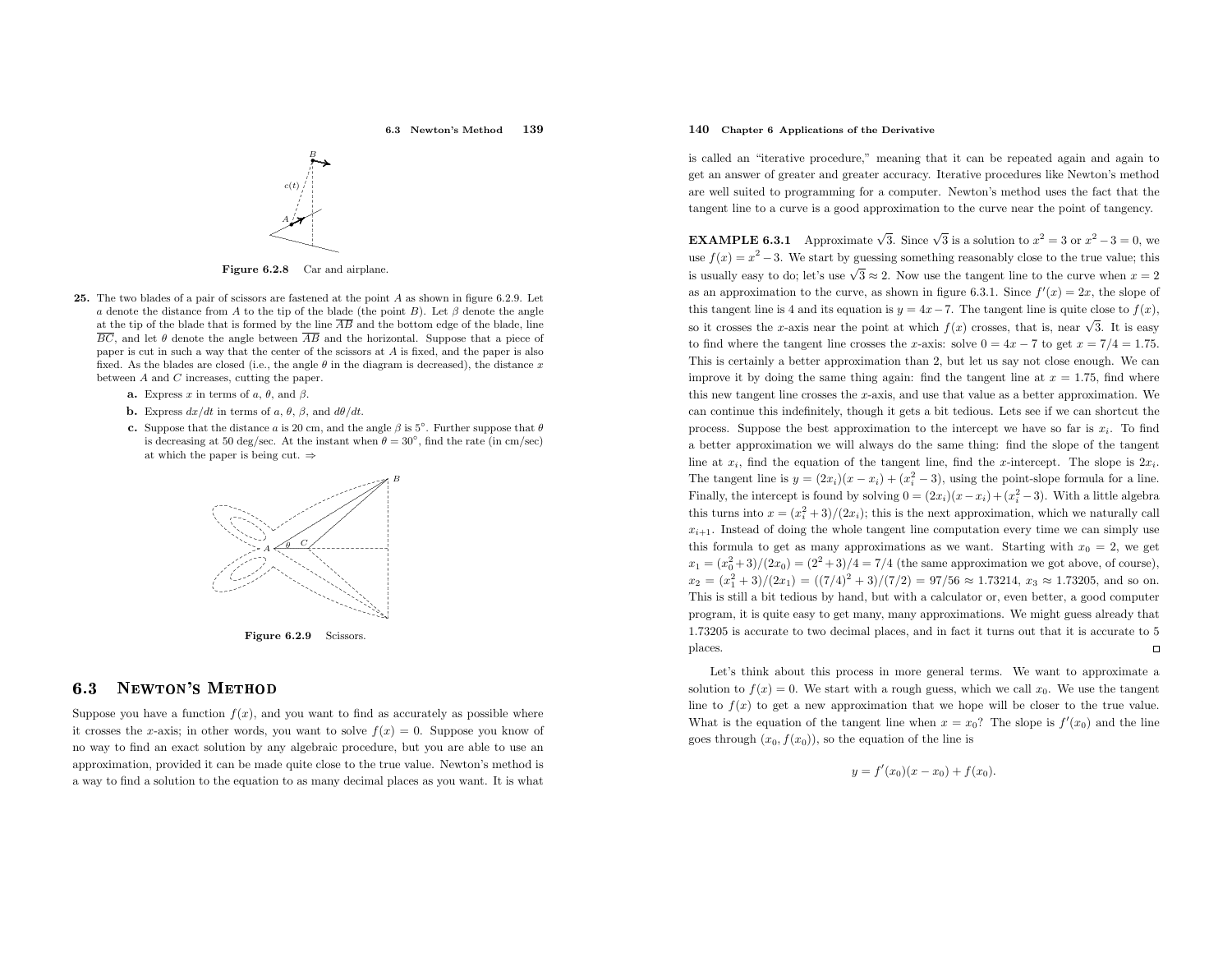Figure 6.2.8 Car and airplane.

**25.** The two blades of a pair of scissors are fastened at the point $A$ as shown in figure 6.2.9. Let $a$ denote the distance from $A$ to the tip of the blade (the point $B$). Let $\beta$ denote the angle at the tip of the blade that is formed by the line $\overline{AB}$ and the bottom edge of the blade, line $\overline{BC}$, and let $\theta$ denote the angle between $\overline{AB}$ and the horizontal. Suppose that a piece of paper is cut in such a way that the center of the scissors at $A$ is fixed, and the paper is also fixed. As the blades are closed (i.e., the angle $\theta$ in the diagram is decreased), the distance $x$ between $A$ and $C$ increases, cutting the paper.

**a.** Express $x$ in terms of $a$, $\theta$, and $\beta$.

**b.** Express $dx/dt$ in terms of $a$, $\theta$, $\beta$, and $d\theta/dt$.

**c.** Suppose that the distance $a$ is 20 cm, and the angle $\beta$ is 5°. Further suppose that $\theta$ is decreasing at 50 deg/sec. At the instant when $\theta = 30°$, find the rate (in cm/sec) at which the paper is being cut. ⇒

Figure 6.2.9 Scissors.

## 6.3 Newton's Method

Suppose you have a function $f(x)$, and you want to find as accurately as possible where it crosses the $x$-axis; in other words, you want to solve $f(x) = 0$. Suppose you know of no way to find an exact solution by any algebraic procedure, but you are able to use an approximation, provided it can be made quite close to the true value. Newton's method is a way to find a solution to the equation to as many decimal places as you want. It is what is called an "iterative procedure," meaning that it can be repeated again and again to get an answer of greater and greater accuracy. Iterative procedures like Newton's method are well suited to programming for a computer. Newton's method uses the fact that the tangent line to a curve is a good approximation to the curve near the point of tangency.

**EXAMPLE 6.3.1** Approximate $\sqrt{3}$. Since $\sqrt{3}$ is a solution to $x^2 = 3$ or $x^2 - 3 = 0$, we use $f(x) = x^2 - 3$. We start by guessing something reasonably close to the true value; this is usually easy to do; let's use $\sqrt{3} \approx 2$. Now use the tangent line to the curve when $x = 2$ as an approximation to the curve, as shown in figure 6.3.1. Since $f'(x) = 2x$, the slope of this tangent line is 4 and its equation is $y = 4x - 7$. The tangent line is quite close to $f(x)$, so it crosses the $x$-axis near the point at which $f(x)$ crosses, that is, near $\sqrt{3}$. It is easy to find where the tangent line crosses the $x$-axis: solve $0 = 4x - 7$ to get $x = 7/4 = 1.75$. This is certainly a better approximation than 2, but let us say not close enough. We can improve it by doing the same thing again: find the tangent line at $x = 1.75$, find where this new tangent line crosses the $x$-axis, and use that value as a better approximation. We can continue this indefinitely, though it gets a bit tedious. Lets see if we can shortcut the process. Suppose the best approximation to the intercept we have so far is $x_i$. To find a better approximation we will always do the same thing: find the slope of the tangent line at $x_i$, find the equation of the tangent line, find the $x$-intercept. The slope is $2x_i$. The tangent line is $y = (2x_i)(x - x_i) + (x_i^2 - 3)$, using the point-slope formula for a line. Finally, the intercept is found by solving $0 = (2x_i)(x - x_i) + (x_i^2 - 3)$. With a little algebra this turns into $x = (x_i^2 + 3)/(2x_i)$; this is the next approximation, which we naturally call $x_{i+1}$. Instead of doing the whole tangent line computation every time we can simply use this formula to get as many approximations as we want. Starting with $x_0 = 2$, we get $x_1 = (x_0^2 + 3)/(2x_0) = (2^2 + 3)/4 = 7/4$ (the same approximation we got above, of course), $x_2 = (x_1^2 + 3)/(2x_1) = ((7/4)^2 + 3)/(7/2) = 97/56 \approx 1.73214$, $x_3 \approx 1.73205$, and so on. This is still a bit tedious by hand, but with a calculator or, even better, a good computer program, it is quite easy to get many, many approximations. We might guess already that 1.73205 is accurate to two decimal places, and in fact it turns out that it is accurate to 5 places. □

Let's think about this process in more general terms. We want to approximate a solution to $f(x) = 0$. We start with a rough guess, which we call $x_0$. We use the tangent line to $f(x)$ to get a new approximation that we hope will be closer to the true value. What is the equation of the tangent line when $x = x_0$? The slope is $f'(x_0)$ and the line goes through $(x_0, f(x_0))$, so the equation of the line is

$$y = f'(x_0)(x - x_0) + f(x_0).$$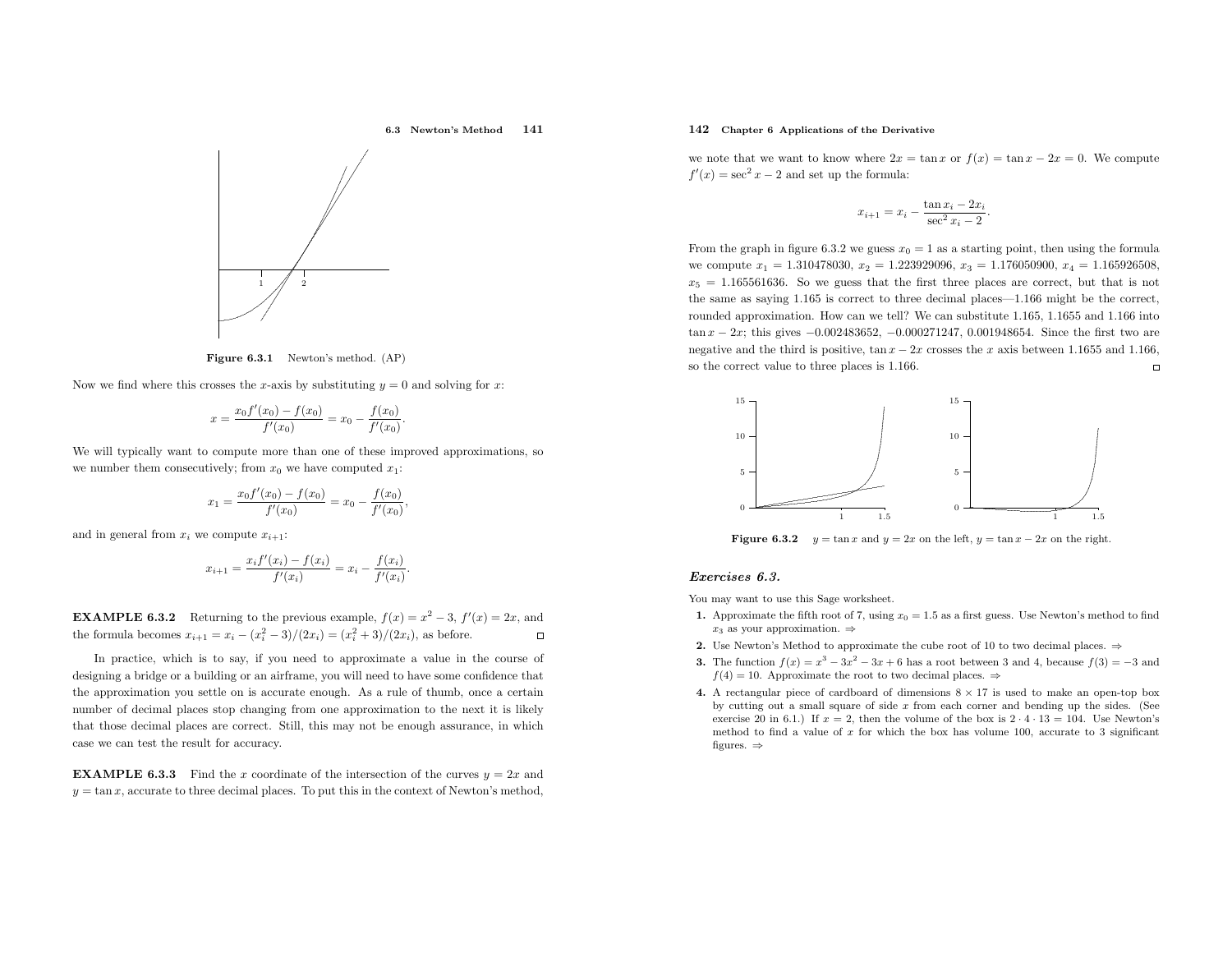Figure 6.3.1 Newton's method. (AP)

Now we find where this crosses the $x$-axis by substituting $y = 0$ and solving for $x$:

$$x = \frac{x_0 f'(x_0) - f(x_0)}{f'(x_0)} = x_0 - \frac{f(x_0)}{f'(x_0)}.$$

We will typically want to compute more than one of these improved approximations, so we number them consecutively; from $x_0$ we have computed $x_1$:

$$x_1 = \frac{x_0 f'(x_0) - f(x_0)}{f'(x_0)} = x_0 - \frac{f(x_0)}{f'(x_0)},$$

and in general from $x_i$ we compute $x_{i+1}$:

$$x_{i+1} = \frac{x_i f'(x_i) - f(x_i)}{f'(x_i)} = x_i - \frac{f(x_i)}{f'(x_i)}.$$

**EXAMPLE 6.3.2** Returning to the previous example, $f(x) = x^2 - 3$, $f'(x) = 2x$, and the formula becomes $x_{i+1} = x_i - (x_i^2 - 3)/(2x_i) = (x_i^2 + 3)/(2x_i)$, as before. □

In practice, which is to say, if you need to approximate a value in the course of designing a bridge or a building or an airframe, you will need to have some confidence that the approximation you settle on is accurate enough. As a rule of thumb, once a certain number of decimal places stop changing from one approximation to the next it is likely that those decimal places are correct. Still, this may not be enough assurance, in which case we can test the result for accuracy.

**EXAMPLE 6.3.3** Find the $x$ coordinate of the intersection of the curves $y = 2x$ and $y = \tan x$, accurate to three decimal places. To put this in the context of Newton's method, we note that we want to know where $2x = \tan x$ or $f(x) = \tan x - 2x = 0$. We compute $f'(x) = \sec^2 x - 2$ and set up the formula:

$$x_{i+1} = x_i - \frac{\tan x_i - 2x_i}{\sec^2 x_i - 2}.$$

From the graph in figure 6.3.2 we guess $x_0 = 1$ as a starting point, then using the formula we compute $x_1 = 1.310478030$, $x_2 = 1.223929096$, $x_3 = 1.176050900$, $x_4 = 1.165926508$, $x_5 = 1.165561636$. So we guess that the first three places are correct, but that is not the same as saying 1.165 is correct to three decimal places—1.166 might be the correct, rounded approximation. How can we tell? We can substitute 1.165, 1.1655 and 1.166 into $\tan x - 2x$; this gives $-0.002483652$, $-0.000271247$, $0.001948654$. Since the first two are negative and the third is positive, $\tan x - 2x$ crosses the $x$ axis between 1.1655 and 1.166, so the correct value to three places is 1.166. □

Figure 6.3.2 $y = \tan x$ and $y = 2x$ on the left, $y = \tan x - 2x$ on the right.

### *Exercises 6.3.*

You may want to use this Sage worksheet.

1. Approximate the fifth root of 7, using $x_0 = 1.5$ as a first guess. Use Newton's method to find $x_3$ as your approximation. ⇒
2. Use Newton's Method to approximate the cube root of 10 to two decimal places. ⇒
3. The function $f(x) = x^3 - 3x^2 - 3x + 6$ has a root between 3 and 4, because $f(3) = -3$ and $f(4) = 10$. Approximate the root to two decimal places. ⇒
4. A rectangular piece of cardboard of dimensions $8 \times 17$ is used to make an open-top box by cutting out a small square of side $x$ from each corner and bending up the sides. (See exercise 20 in 6.1.) If $x = 2$, then the volume of the box is $2 \cdot 4 \cdot 13 = 104$. Use Newton's method to find a value of $x$ for which the box has volume 100, accurate to 3 significant figures. ⇒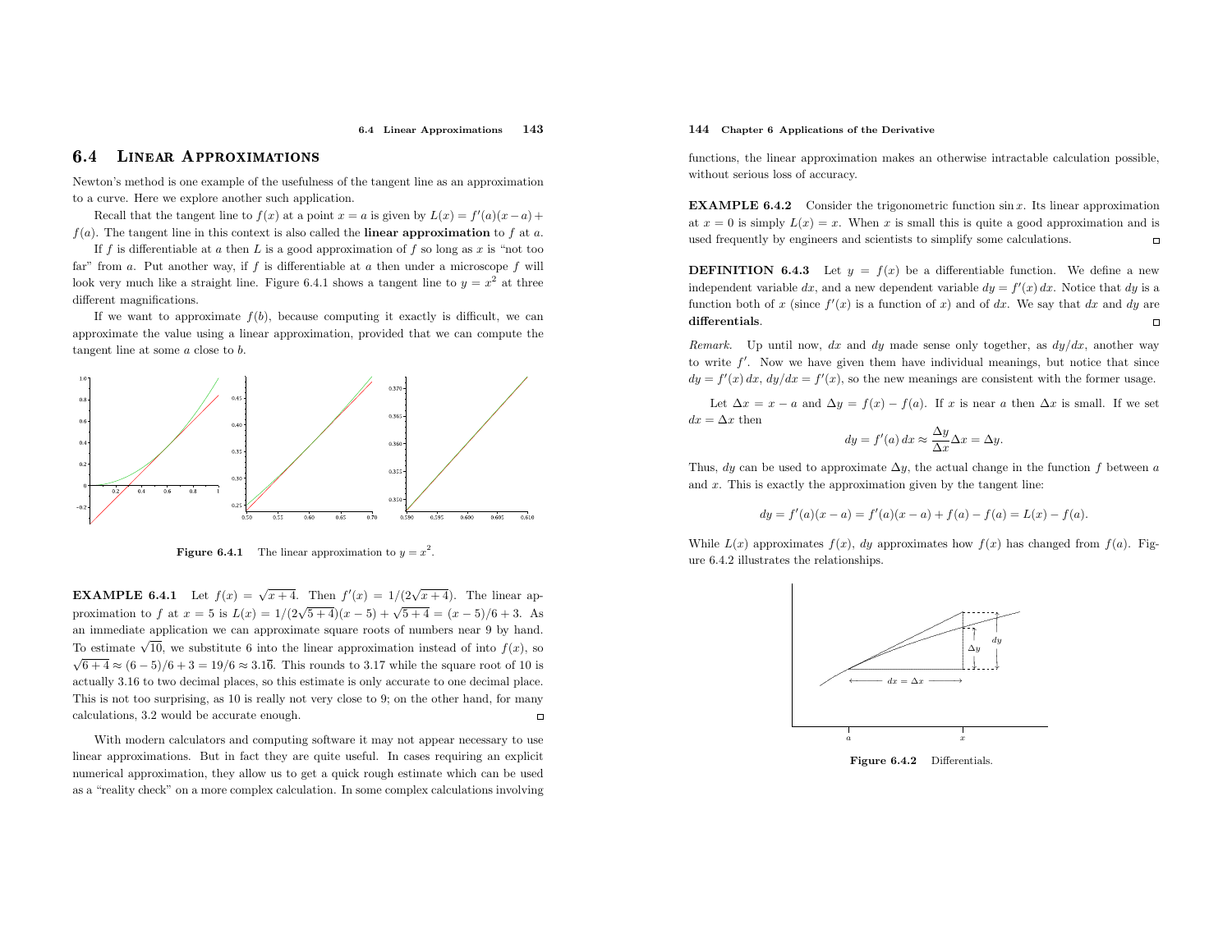## 6.4 Linear Approximations

Newton's method is one example of the usefulness of the tangent line as an approximation to a curve. Here we explore another such application.

Recall that the tangent line to $f(x)$ at a point $x = a$ is given by $L(x) = f'(a)(x-a) + f(a)$. The tangent line in this context is also called the **linear approximation** to $f$ at $a$.

If $f$ is differentiable at $a$ then $L$ is a good approximation of $f$ so long as $x$ is "not too far" from $a$. Put another way, if $f$ is differentiable at $a$ then under a microscope $f$ will look very much like a straight line. Figure 6.4.1 shows a tangent line to $y = x^2$ at three different magnifications.

If we want to approximate $f(b)$, because computing it exactly is difficult, we can approximate the value using a linear approximation, provided that we can compute the tangent line at some $a$ close to $b$.

**Figure 6.4.1** The linear approximation to $y = x^2$.

**EXAMPLE 6.4.1** Let $f(x) = \sqrt{x+4}$. Then $f'(x) = 1/(2\sqrt{x+4})$. The linear approximation to $f$ at $x = 5$ is $L(x) = 1/(2\sqrt{5+4})(x-5) + \sqrt{5+4} = (x-5)/6 + 3$. As an immediate application we can approximate square roots of numbers near 9 by hand. To estimate $\sqrt{10}$, we substitute 6 into the linear approximation instead of into $f(x)$, so $\sqrt{6+4} \approx (6-5)/6 + 3 = 19/6 \approx 3.1\overline{6}$. This rounds to 3.17 while the square root of 10 is actually 3.16 to two decimal places, so this estimate is only accurate to one decimal place. This is not too surprising, as 10 is really not very close to 9; on the other hand, for many calculations, 3.2 would be accurate enough. □

With modern calculators and computing software it may not appear necessary to use linear approximations. But in fact they are quite useful. In cases requiring an explicit numerical approximation, they allow us to get a quick rough estimate which can be used as a "reality check" on a more complex calculation. In some complex calculations involving functions, the linear approximation makes an otherwise intractable calculation possible, without serious loss of accuracy.

**EXAMPLE 6.4.2** Consider the trigonometric function $\sin x$. Its linear approximation at $x = 0$ is simply $L(x) = x$. When $x$ is small this is quite a good approximation and is used frequently by engineers and scientists to simplify some calculations. □

**DEFINITION 6.4.3** Let $y = f(x)$ be a differentiable function. We define a new independent variable $dx$, and a new dependent variable $dy = f'(x)\,dx$. Notice that $dy$ is a function both of $x$ (since $f'(x)$ is a function of $x$) and of $dx$. We say that $dx$ and $dy$ are **differentials**. □

*Remark.* Up until now, $dx$ and $dy$ made sense only together, as $dy/dx$, another way to write $f'$. Now we have given them have individual meanings, but notice that since $dy = f'(x)\,dx$, $dy/dx = f'(x)$, so the new meanings are consistent with the former usage.

Let $\Delta x = x - a$ and $\Delta y = f(x) - f(a)$. If $x$ is near $a$ then $\Delta x$ is small. If we set $dx = \Delta x$ then

$$dy = f'(a)\,dx \approx \frac{\Delta y}{\Delta x}\Delta x = \Delta y.$$

Thus, $dy$ can be used to approximate $\Delta y$, the actual change in the function $f$ between $a$ and $x$. This is exactly the approximation given by the tangent line:

$$dy = f'(a)(x-a) = f'(a)(x-a) + f(a) - f(a) = L(x) - f(a).$$

While $L(x)$ approximates $f(x)$, $dy$ approximates how $f(x)$ has changed from $f(a)$. Figure 6.4.2 illustrates the relationships.

**Figure 6.4.2** Differentials.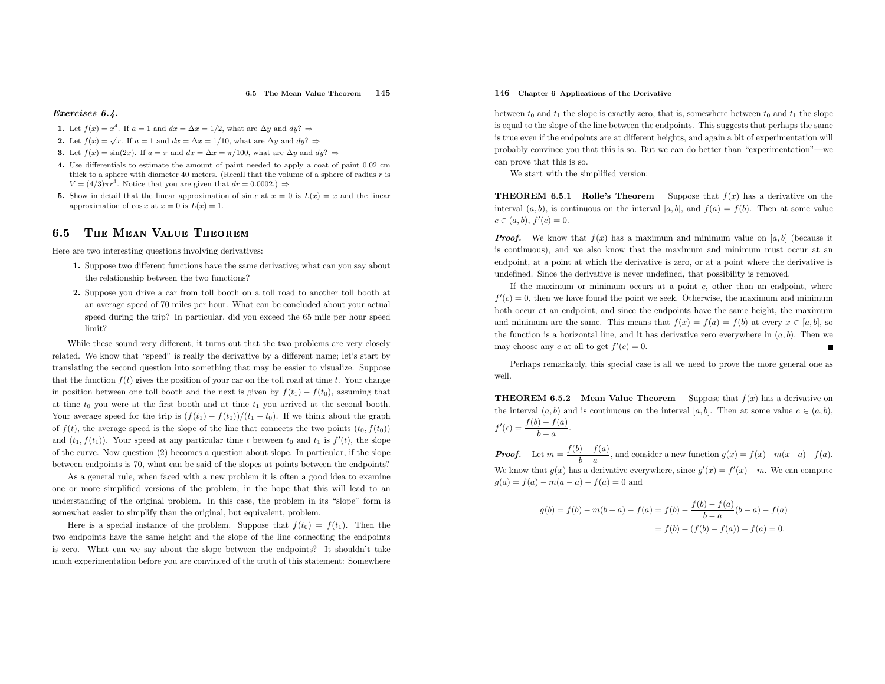***Exercises 6.4.***

1. Let $f(x) = x^4$. If $a = 1$ and $dx = \Delta x = 1/2$, what are $\Delta y$ and $dy$? ⇒
2. Let $f(x) = \sqrt{x}$. If $a = 1$ and $dx = \Delta x = 1/10$, what are $\Delta y$ and $dy$? ⇒
3. Let $f(x) = \sin(2x)$. If $a = \pi$ and $dx = \Delta x = \pi/100$, what are $\Delta y$ and $dy$? ⇒
4. Use differentials to estimate the amount of paint needed to apply a coat of paint 0.02 cm thick to a sphere with diameter 40 meters. (Recall that the volume of a sphere of radius $r$ is $V = (4/3)\pi r^3$. Notice that you are given that $dr = 0.0002$.) ⇒
5. Show in detail that the linear approximation of $\sin x$ at $x = 0$ is $L(x) = x$ and the linear approximation of $\cos x$ at $x = 0$ is $L(x) = 1$.

## 6.5 The Mean Value Theorem

Here are two interesting questions involving derivatives:

1. Suppose two different functions have the same derivative; what can you say about the relationship between the two functions?
2. Suppose you drive a car from toll booth on a toll road to another toll booth at an average speed of 70 miles per hour. What can be concluded about your actual speed during the trip? In particular, did you exceed the 65 mile per hour speed limit?

While these sound very different, it turns out that the two problems are very closely related. We know that "speed" is really the derivative by a different name; let's start by translating the second question into something that may be easier to visualize. Suppose that the function $f(t)$ gives the position of your car on the toll road at time $t$. Your change in position between one toll booth and the next is given by $f(t_1) - f(t_0)$, assuming that at time $t_0$ you were at the first booth and at time $t_1$ you arrived at the second booth. Your average speed for the trip is $(f(t_1) - f(t_0))/(t_1 - t_0)$. If we think about the graph of $f(t)$, the average speed is the slope of the line that connects the two points $(t_0, f(t_0))$ and $(t_1, f(t_1))$. Your speed at any particular time $t$ between $t_0$ and $t_1$ is $f'(t)$, the slope of the curve. Now question (2) becomes a question about slope. In particular, if the slope between endpoints is 70, what can be said of the slopes at points between the endpoints?

As a general rule, when faced with a new problem it is often a good idea to examine one or more simplified versions of the problem, in the hope that this will lead to an understanding of the original problem. In this case, the problem in its "slope" form is somewhat easier to simplify than the original, but equivalent, problem.

Here is a special instance of the problem. Suppose that $f(t_0) = f(t_1)$. Then the two endpoints have the same height and the slope of the line connecting the endpoints is zero. What can we say about the slope between the endpoints? It shouldn't take much experimentation before you are convinced of the truth of this statement: Somewhere between $t_0$ and $t_1$ the slope is exactly zero, that is, somewhere between $t_0$ and $t_1$ the slope is equal to the slope of the line between the endpoints. This suggests that perhaps the same is true even if the endpoints are at different heights, and again a bit of experimentation will probably convince you that this is so. But we can do better than "experimentation"—we can prove that this is so.

We start with the simplified version:

**THEOREM 6.5.1 Rolle's Theorem** Suppose that $f(x)$ has a derivative on the interval $(a, b)$, is continuous on the interval $[a, b]$, and $f(a) = f(b)$. Then at some value $c \in (a, b)$, $f'(c) = 0$.

***Proof.*** We know that $f(x)$ has a maximum and minimum value on $[a, b]$ (because it is continuous), and we also know that the maximum and minimum must occur at an endpoint, at a point at which the derivative is zero, or at a point where the derivative is undefined. Since the derivative is never undefined, that possibility is removed.

If the maximum or minimum occurs at a point $c$, other than an endpoint, where $f'(c) = 0$, then we have found the point we seek. Otherwise, the maximum and minimum both occur at an endpoint, and since the endpoints have the same height, the maximum and minimum are the same. This means that $f(x) = f(a) = f(b)$ at every $x \in [a, b]$, so the function is a horizontal line, and it has derivative zero everywhere in $(a, b)$. Then we may choose any $c$ at all to get $f'(c) = 0$. ∎

Perhaps remarkably, this special case is all we need to prove the more general one as well.

**THEOREM 6.5.2 Mean Value Theorem** Suppose that $f(x)$ has a derivative on the interval $(a, b)$ and is continuous on the interval $[a, b]$. Then at some value $c \in (a, b)$, $f'(c) = \dfrac{f(b) - f(a)}{b - a}$.

***Proof.*** Let $m = \dfrac{f(b) - f(a)}{b - a}$, and consider a new function $g(x) = f(x) - m(x-a) - f(a)$. We know that $g(x)$ has a derivative everywhere, since $g'(x) = f'(x) - m$. We can compute $g(a) = f(a) - m(a - a) - f(a) = 0$ and

$$
\begin{aligned}
g(b) = f(b) - m(b - a) - f(a) &= f(b) - \frac{f(b) - f(a)}{b - a}(b - a) - f(a) \\
&= f(b) - (f(b) - f(a)) - f(a) = 0.
\end{aligned}
$$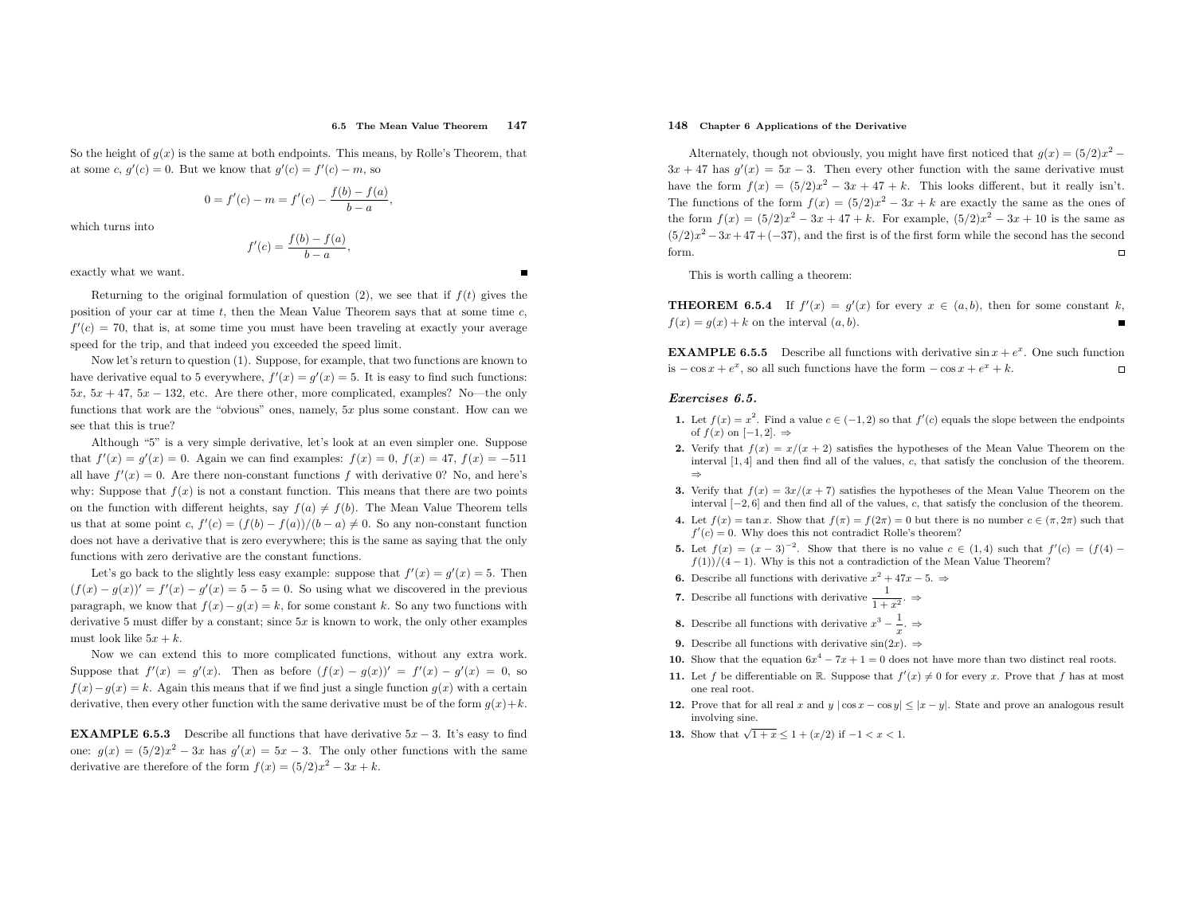So the height of $g(x)$ is the same at both endpoints. This means, by Rolle's Theorem, that at some $c$, $g'(c) = 0$. But we know that $g'(c) = f'(c) - m$, so

$$0 = f'(c) - m = f'(c) - \frac{f(b) - f(a)}{b - a},$$

which turns into

$$f'(c) = \frac{f(b) - f(a)}{b - a},$$

exactly what we want. ∎

Returning to the original formulation of question (2), we see that if $f(t)$ gives the position of your car at time $t$, then the Mean Value Theorem says that at some time $c$, $f'(c) = 70$, that is, at some time you must have been traveling at exactly your average speed for the trip, and that indeed you exceeded the speed limit.

Now let's return to question (1). Suppose, for example, that two functions are known to have derivative equal to 5 everywhere, $f'(x) = g'(x) = 5$. It is easy to find such functions: $5x$, $5x + 47$, $5x - 132$, etc. Are there other, more complicated, examples? No—the only functions that work are the "obvious" ones, namely, $5x$ plus some constant. How can we see that this is true?

Although "5" is a very simple derivative, let's look at an even simpler one. Suppose that $f'(x) = g'(x) = 0$. Again we can find examples: $f(x) = 0$, $f(x) = 47$, $f(x) = -511$ all have $f'(x) = 0$. Are there non-constant functions $f$ with derivative 0? No, and here's why: Suppose that $f(x)$ is not a constant function. This means that there are two points on the function with different heights, say $f(a) \neq f(b)$. The Mean Value Theorem tells us that at some point $c$, $f'(c) = (f(b) - f(a))/(b - a) \neq 0$. So any non-constant function does not have a derivative that is zero everywhere; this is the same as saying that the only functions with zero derivative are the constant functions.

Let's go back to the slightly less easy example: suppose that $f'(x) = g'(x) = 5$. Then $(f(x) - g(x))' = f'(x) - g'(x) = 5 - 5 = 0$. So using what we discovered in the previous paragraph, we know that $f(x) - g(x) = k$, for some constant $k$. So any two functions with derivative 5 must differ by a constant; since $5x$ is known to work, the only other examples must look like $5x + k$.

Now we can extend this to more complicated functions, without any extra work. Suppose that $f'(x) = g'(x)$. Then as before $(f(x) - g(x))' = f'(x) - g'(x) = 0$, so $f(x) - g(x) = k$. Again this means that if we find just a single function $g(x)$ with a certain derivative, then every other function with the same derivative must be of the form $g(x) + k$.

**EXAMPLE 6.5.3** Describe all functions that have derivative $5x - 3$. It's easy to find one: $g(x) = (5/2)x^2 - 3x$ has $g'(x) = 5x - 3$. The only other functions with the same derivative are therefore of the form $f(x) = (5/2)x^2 - 3x + k$.

Alternately, though not obviously, you might have first noticed that $g(x) = (5/2)x^2 - 3x + 47$ has $g'(x) = 5x - 3$. Then every other function with the same derivative must have the form $f(x) = (5/2)x^2 - 3x + 47 + k$. This looks different, but it really isn't. The functions of the form $f(x) = (5/2)x^2 - 3x + k$ are exactly the same as the ones of the form $f(x) = (5/2)x^2 - 3x + 47 + k$. For example, $(5/2)x^2 - 3x + 10$ is the same as $(5/2)x^2 - 3x + 47 + (-37)$, and the first is of the first form while the second has the second form. □

This is worth calling a theorem:

**THEOREM 6.5.4** If $f'(x) = g'(x)$ for every $x \in (a, b)$, then for some constant $k$, $f(x) = g(x) + k$ on the interval $(a, b)$. ∎

**EXAMPLE 6.5.5** Describe all functions with derivative $\sin x + e^x$. One such function is $-\cos x + e^x$, so all such functions have the form $-\cos x + e^x + k$. □

### *Exercises 6.5.*

1. Let $f(x) = x^2$. Find a value $c \in (-1, 2)$ so that $f'(c)$ equals the slope between the endpoints of $f(x)$ on $[-1, 2]$. ⇒
2. Verify that $f(x) = x/(x + 2)$ satisfies the hypotheses of the Mean Value Theorem on the interval $[1, 4]$ and then find all of the values, $c$, that satisfy the conclusion of the theorem. ⇒
3. Verify that $f(x) = 3x/(x + 7)$ satisfies the hypotheses of the Mean Value Theorem on the interval $[-2, 6]$ and then find all of the values, $c$, that satisfy the conclusion of the theorem.
4. Let $f(x) = \tan x$. Show that $f(\pi) = f(2\pi) = 0$ but there is no number $c \in (\pi, 2\pi)$ such that $f'(c) = 0$. Why does this not contradict Rolle's theorem?
5. Let $f(x) = (x - 3)^{-2}$. Show that there is no value $c \in (1, 4)$ such that $f'(c) = (f(4) - f(1))/(4 - 1)$. Why is this not a contradiction of the Mean Value Theorem?
6. Describe all functions with derivative $x^2 + 47x - 5$. ⇒
7. Describe all functions with derivative $\dfrac{1}{1 + x^2}$. ⇒
8. Describe all functions with derivative $x^3 - \dfrac{1}{x}$. ⇒
9. Describe all functions with derivative $\sin(2x)$. ⇒
10. Show that the equation $6x^4 - 7x + 1 = 0$ does not have more than two distinct real roots.
11. Let $f$ be differentiable on $\mathbb{R}$. Suppose that $f'(x) \neq 0$ for every $x$. Prove that $f$ has at most one real root.
12. Prove that for all real $x$ and $y$ $|\cos x - \cos y| \leq |x - y|$. State and prove an analogous result involving sine.
13. Show that $\sqrt{1 + x} \leq 1 + (x/2)$ if $-1 < x < 1$.